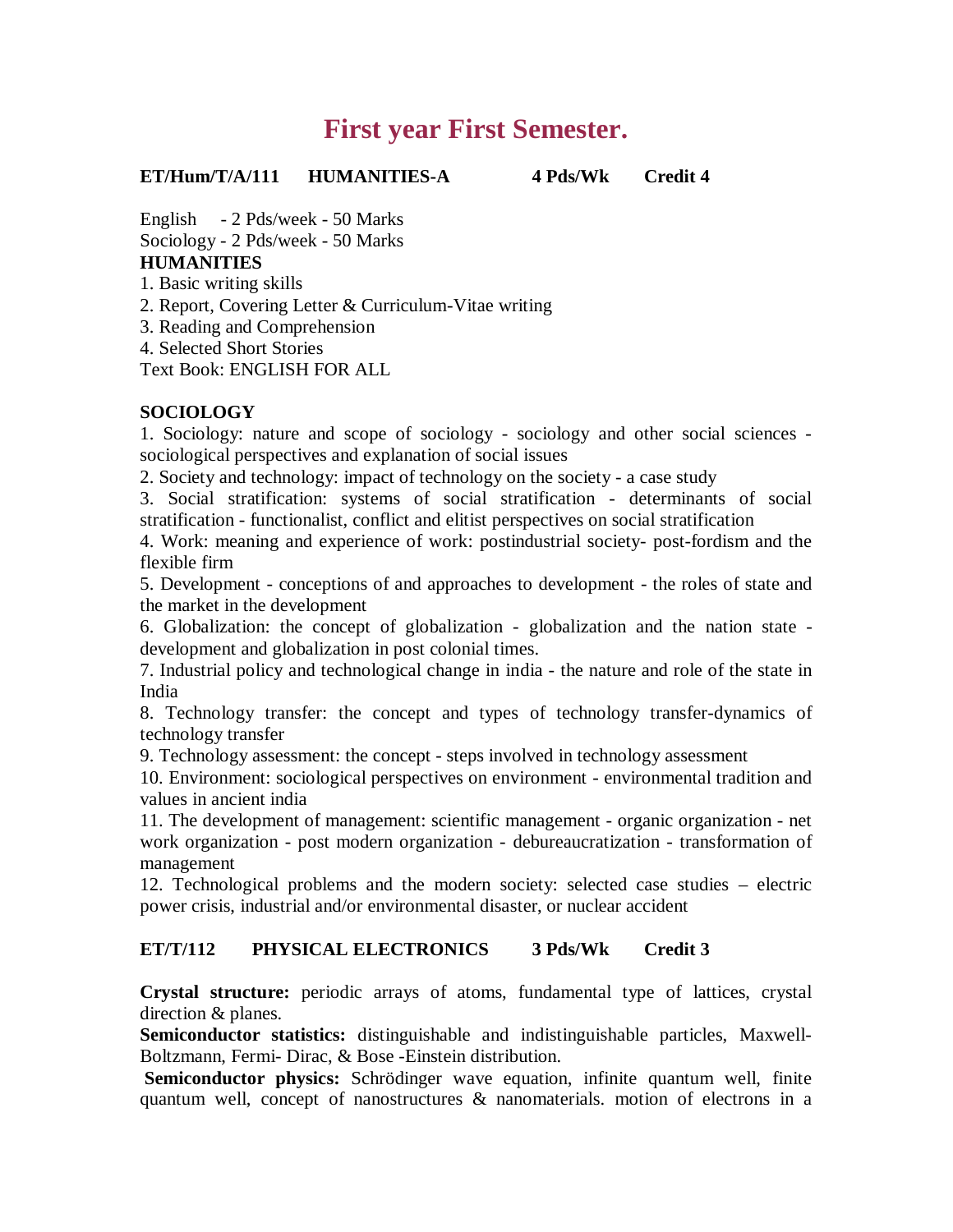# First year First Semester.

**ET/Hum/T/A/111 HUMANITIES-A 4 Pds/Wk Credit 4**

English - 2 Pds/week - 50 Marks
Sociology - 2 Pds/week - 50 Marks

**HUMANITIES**

1. Basic writing skills
2. Report, Covering Letter & Curriculum-Vitae writing
3. Reading and Comprehension
4. Selected Short Stories

Text Book: ENGLISH FOR ALL

**SOCIOLOGY**

1. Sociology: nature and scope of sociology - sociology and other social sciences - sociological perspectives and explanation of social issues
2. Society and technology: impact of technology on the society - a case study
3. Social stratification: systems of social stratification - determinants of social stratification - functionalist, conflict and elitist perspectives on social stratification
4. Work: meaning and experience of work: postindustrial society- post-fordism and the flexible firm
5. Development - conceptions of and approaches to development - the roles of state and the market in the development
6. Globalization: the concept of globalization - globalization and the nation state - development and globalization in post colonial times.
7. Industrial policy and technological change in india - the nature and role of the state in India
8. Technology transfer: the concept and types of technology transfer-dynamics of technology transfer
9. Technology assessment: the concept - steps involved in technology assessment
10. Environment: sociological perspectives on environment - environmental tradition and values in ancient india
11. The development of management: scientific management - organic organization - net work organization - post modern organization - debureaucratization - transformation of management
12. Technological problems and the modern society: selected case studies – electric power crisis, industrial and/or environmental disaster, or nuclear accident

**ET/T/112 PHYSICAL ELECTRONICS 3 Pds/Wk Credit 3**

**Crystal structure:** periodic arrays of atoms, fundamental type of lattices, crystal direction & planes.

**Semiconductor statistics:** distinguishable and indistinguishable particles, Maxwell-Boltzmann, Fermi- Dirac, & Bose -Einstein distribution.

**Semiconductor physics:** Schrödinger wave equation, infinite quantum well, finite quantum well, concept of nanostructures & nanomaterials. motion of electrons in a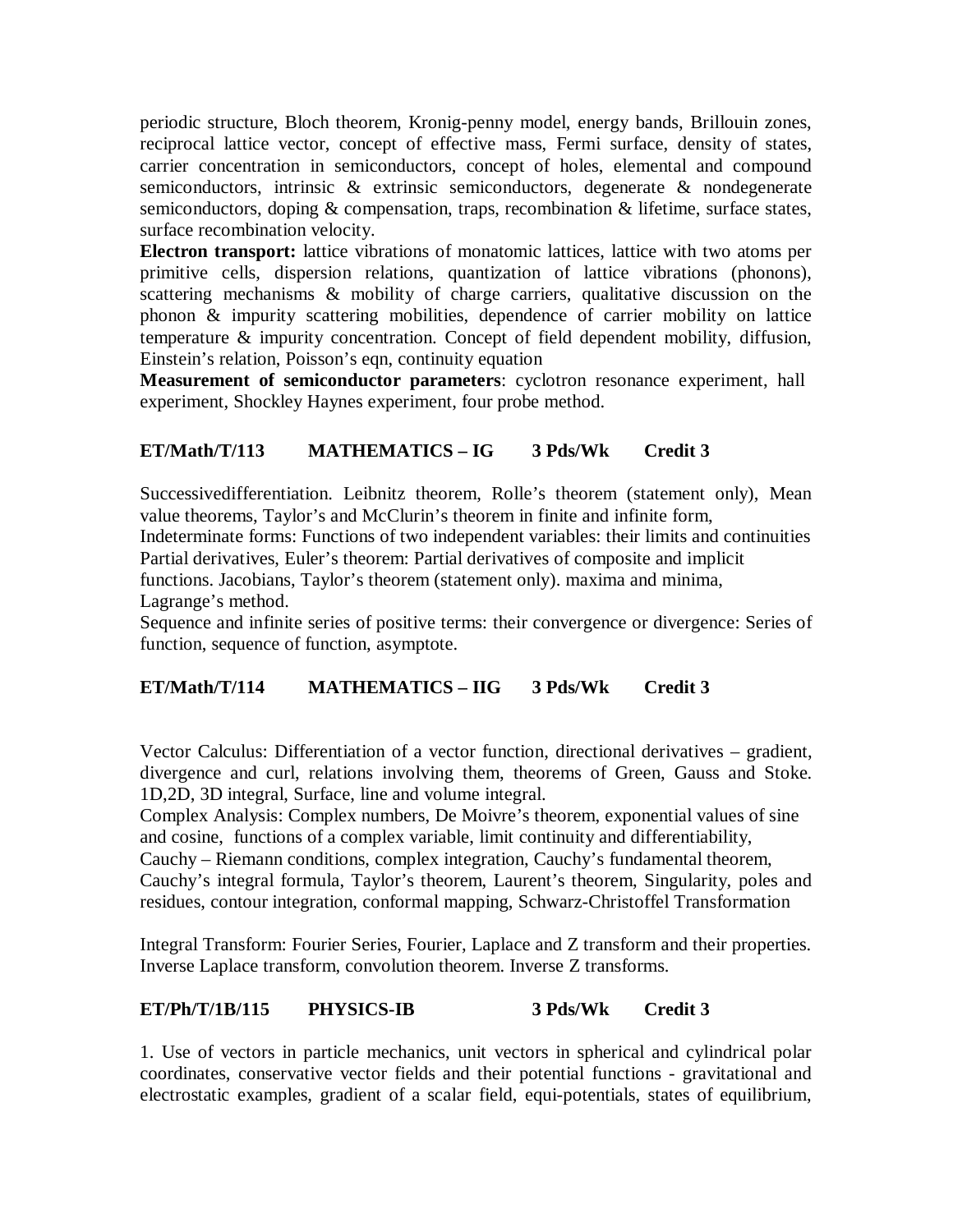periodic structure, Bloch theorem, Kronig-penny model, energy bands, Brillouin zones, reciprocal lattice vector, concept of effective mass, Fermi surface, density of states, carrier concentration in semiconductors, concept of holes, elemental and compound semiconductors, intrinsic & extrinsic semiconductors, degenerate & nondegenerate semiconductors, doping & compensation, traps, recombination & lifetime, surface states, surface recombination velocity.

**Electron transport:** lattice vibrations of monatomic lattices, lattice with two atoms per primitive cells, dispersion relations, quantization of lattice vibrations (phonons), scattering mechanisms & mobility of charge carriers, qualitative discussion on the phonon & impurity scattering mobilities, dependence of carrier mobility on lattice temperature & impurity concentration. Concept of field dependent mobility, diffusion, Einstein's relation, Poisson's eqn, continuity equation

**Measurement of semiconductor parameters**: cyclotron resonance experiment, hall experiment, Shockley Haynes experiment, four probe method.

### ET/Math/T/113 MATHEMATICS – IG 3 Pds/Wk Credit 3

Successivedifferentiation. Leibnitz theorem, Rolle's theorem (statement only), Mean value theorems, Taylor's and McClurin's theorem in finite and infinite form,
Indeterminate forms: Functions of two independent variables: their limits and continuities Partial derivatives, Euler's theorem: Partial derivatives of composite and implicit functions. Jacobians, Taylor's theorem (statement only). maxima and minima, Lagrange's method.
Sequence and infinite series of positive terms: their convergence or divergence: Series of function, sequence of function, asymptote.

### ET/Math/T/114 MATHEMATICS – IIG 3 Pds/Wk Credit 3

Vector Calculus: Differentiation of a vector function, directional derivatives – gradient, divergence and curl, relations involving them, theorems of Green, Gauss and Stoke. 1D,2D, 3D integral, Surface, line and volume integral.
Complex Analysis: Complex numbers, De Moivre's theorem, exponential values of sine and cosine, functions of a complex variable, limit continuity and differentiability, Cauchy – Riemann conditions, complex integration, Cauchy's fundamental theorem, Cauchy's integral formula, Taylor's theorem, Laurent's theorem, Singularity, poles and residues, contour integration, conformal mapping, Schwarz-Christoffel Transformation

Integral Transform: Fourier Series, Fourier, Laplace and Z transform and their properties. Inverse Laplace transform, convolution theorem. Inverse Z transforms.

### ET/Ph/T/1B/115 PHYSICS-IB 3 Pds/Wk Credit 3

1. Use of vectors in particle mechanics, unit vectors in spherical and cylindrical polar coordinates, conservative vector fields and their potential functions - gravitational and electrostatic examples, gradient of a scalar field, equi-potentials, states of equilibrium,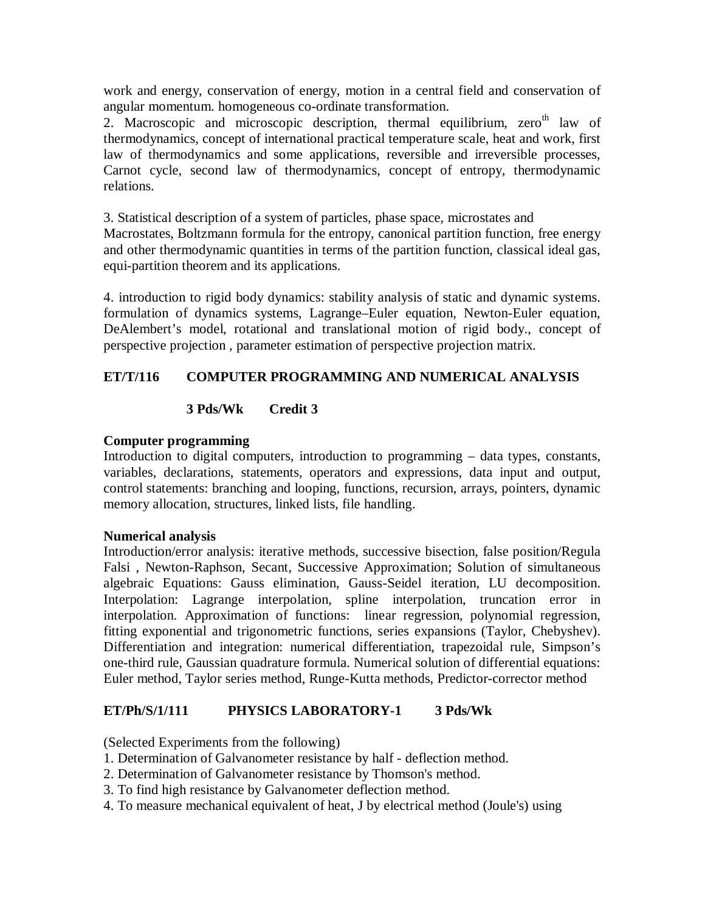work and energy, conservation of energy, motion in a central field and conservation of angular momentum. homogeneous co-ordinate transformation.

2. Macroscopic and microscopic description, thermal equilibrium, zero$^{th}$ law of thermodynamics, concept of international practical temperature scale, heat and work, first law of thermodynamics and some applications, reversible and irreversible processes, Carnot cycle, second law of thermodynamics, concept of entropy, thermodynamic relations.

3. Statistical description of a system of particles, phase space, microstates and Macrostates, Boltzmann formula for the entropy, canonical partition function, free energy and other thermodynamic quantities in terms of the partition function, classical ideal gas, equi-partition theorem and its applications.

4. introduction to rigid body dynamics: stability analysis of static and dynamic systems. formulation of dynamics systems, Lagrange–Euler equation, Newton-Euler equation, DeAlembert's model, rotational and translational motion of rigid body., concept of perspective projection , parameter estimation of perspective projection matrix.

## ET/T/116 COMPUTER PROGRAMMING AND NUMERICAL ANALYSIS

**3 Pds/Wk Credit 3**

**Computer programming**

Introduction to digital computers, introduction to programming – data types, constants, variables, declarations, statements, operators and expressions, data input and output, control statements: branching and looping, functions, recursion, arrays, pointers, dynamic memory allocation, structures, linked lists, file handling.

**Numerical analysis**

Introduction/error analysis: iterative methods, successive bisection, false position/Regula Falsi , Newton-Raphson, Secant, Successive Approximation; Solution of simultaneous algebraic Equations: Gauss elimination, Gauss-Seidel iteration, LU decomposition. Interpolation: Lagrange interpolation, spline interpolation, truncation error in interpolation. Approximation of functions: linear regression, polynomial regression, fitting exponential and trigonometric functions, series expansions (Taylor, Chebyshev). Differentiation and integration: numerical differentiation, trapezoidal rule, Simpson's one-third rule, Gaussian quadrature formula. Numerical solution of differential equations: Euler method, Taylor series method, Runge-Kutta methods, Predictor-corrector method

## ET/Ph/S/1/111 PHYSICS LABORATORY-1 3 Pds/Wk

(Selected Experiments from the following)

1. Determination of Galvanometer resistance by half - deflection method.
2. Determination of Galvanometer resistance by Thomson's method.
3. To find high resistance by Galvanometer deflection method.
4. To measure mechanical equivalent of heat, J by electrical method (Joule's) using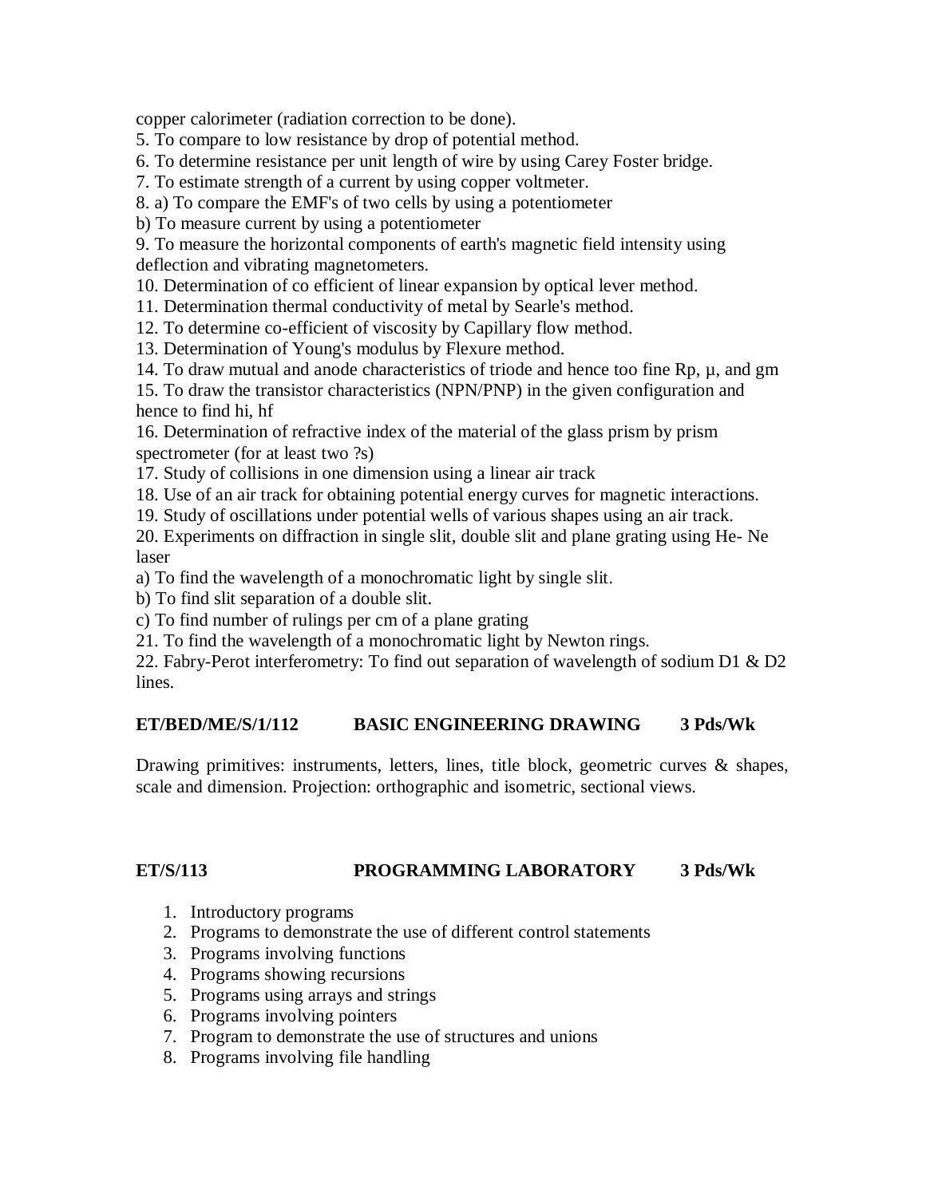copper calorimeter (radiation correction to be done).

5. To compare to low resistance by drop of potential method.
6. To determine resistance per unit length of wire by using Carey Foster bridge.
7. To estimate strength of a current by using copper voltmeter.
8. a) To compare the EMF's of two cells by using a potentiometer
   b) To measure current by using a potentiometer
9. To measure the horizontal components of earth's magnetic field intensity using deflection and vibrating magnetometers.
10. Determination of co efficient of linear expansion by optical lever method.
11. Determination thermal conductivity of metal by Searle's method.
12. To determine co-efficient of viscosity by Capillary flow method.
13. Determination of Young's modulus by Flexure method.
14. To draw mutual and anode characteristics of triode and hence too fine Rp, µ, and gm
15. To draw the transistor characteristics (NPN/PNP) in the given configuration and hence to find hi, hf
16. Determination of refractive index of the material of the glass prism by prism spectrometer (for at least two ?s)
17. Study of collisions in one dimension using a linear air track
18. Use of an air track for obtaining potential energy curves for magnetic interactions.
19. Study of oscillations under potential wells of various shapes using an air track.
20. Experiments on diffraction in single slit, double slit and plane grating using He- Ne laser
    a) To find the wavelength of a monochromatic light by single slit.
    b) To find slit separation of a double slit.
    c) To find number of rulings per cm of a plane grating
21. To find the wavelength of a monochromatic light by Newton rings.
22. Fabry-Perot interferometry: To find out separation of wavelength of sodium D1 & D2 lines.

**ET/BED/ME/S/1/112 BASIC ENGINEERING DRAWING 3 Pds/Wk**

Drawing primitives: instruments, letters, lines, title block, geometric curves & shapes, scale and dimension. Projection: orthographic and isometric, sectional views.

**ET/S/113 PROGRAMMING LABORATORY 3 Pds/Wk**

1. Introductory programs
2. Programs to demonstrate the use of different control statements
3. Programs involving functions
4. Programs showing recursions
5. Programs using arrays and strings
6. Programs involving pointers
7. Program to demonstrate the use of structures and unions
8. Programs involving file handling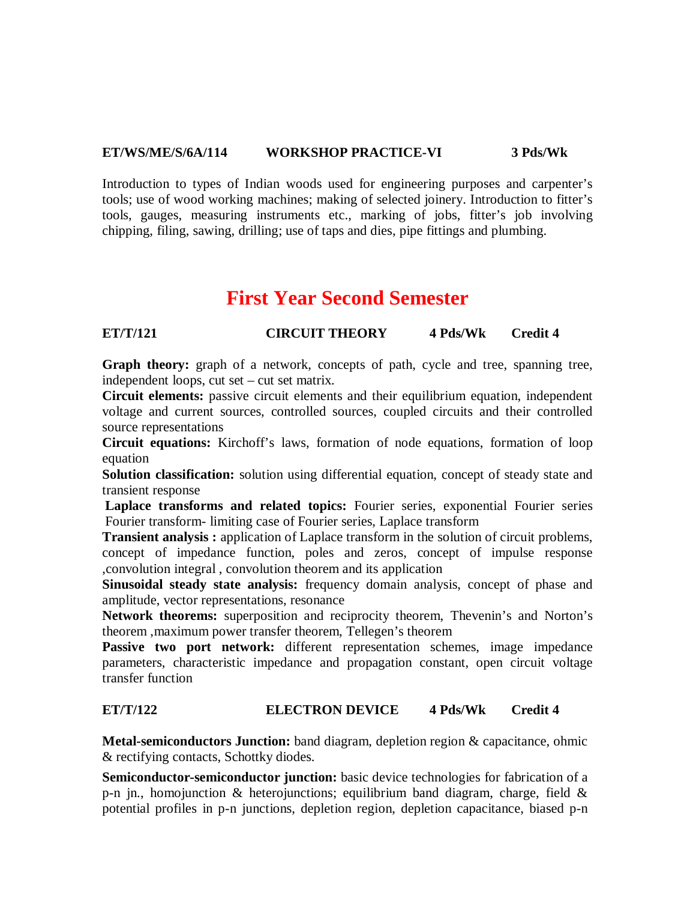**ET/WS/ME/S/6A/114 WORKSHOP PRACTICE-VI 3 Pds/Wk**

Introduction to types of Indian woods used for engineering purposes and carpenter's tools; use of wood working machines; making of selected joinery. Introduction to fitter's tools, gauges, measuring instruments etc., marking of jobs, fitter's job involving chipping, filing, sawing, drilling; use of taps and dies, pipe fittings and plumbing.

# First Year Second Semester

**ET/T/121 CIRCUIT THEORY 4 Pds/Wk Credit 4**

**Graph theory:** graph of a network, concepts of path, cycle and tree, spanning tree, independent loops, cut set – cut set matrix.

**Circuit elements:** passive circuit elements and their equilibrium equation, independent voltage and current sources, controlled sources, coupled circuits and their controlled source representations

**Circuit equations:** Kirchoff's laws, formation of node equations, formation of loop equation

**Solution classification:** solution using differential equation, concept of steady state and transient response

**Laplace transforms and related topics:** Fourier series, exponential Fourier series Fourier transform- limiting case of Fourier series, Laplace transform

**Transient analysis :** application of Laplace transform in the solution of circuit problems, concept of impedance function, poles and zeros, concept of impulse response ,convolution integral , convolution theorem and its application

**Sinusoidal steady state analysis:** frequency domain analysis, concept of phase and amplitude, vector representations, resonance

**Network theorems:** superposition and reciprocity theorem, Thevenin's and Norton's theorem ,maximum power transfer theorem, Tellegen's theorem

**Passive two port network:** different representation schemes, image impedance parameters, characteristic impedance and propagation constant, open circuit voltage transfer function

**ET/T/122 ELECTRON DEVICE 4 Pds/Wk Credit 4**

**Metal-semiconductors Junction:** band diagram, depletion region & capacitance, ohmic & rectifying contacts, Schottky diodes.

**Semiconductor-semiconductor junction:** basic device technologies for fabrication of a p-n jn., homojunction & heterojunctions; equilibrium band diagram, charge, field & potential profiles in p-n junctions, depletion region, depletion capacitance, biased p-n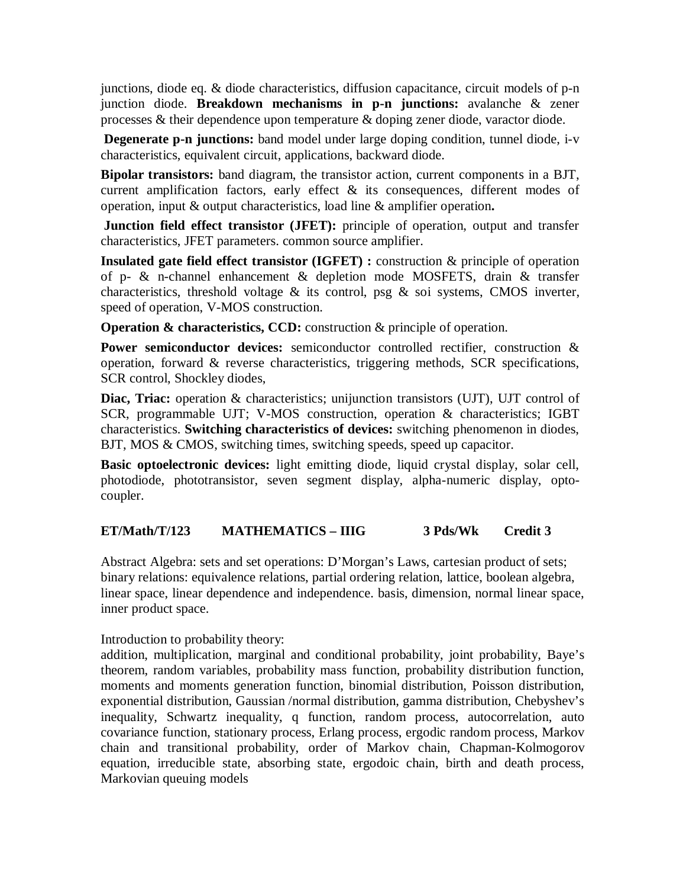junctions, diode eq. & diode characteristics, diffusion capacitance, circuit models of p-n junction diode. **Breakdown mechanisms in p-n junctions:** avalanche & zener processes & their dependence upon temperature & doping zener diode, varactor diode.

**Degenerate p-n junctions:** band model under large doping condition, tunnel diode, i-v characteristics, equivalent circuit, applications, backward diode.

**Bipolar transistors:** band diagram, the transistor action, current components in a BJT, current amplification factors, early effect & its consequences, different modes of operation, input & output characteristics, load line & amplifier operation**.**

**Junction field effect transistor (JFET):** principle of operation, output and transfer characteristics, JFET parameters. common source amplifier.

**Insulated gate field effect transistor (IGFET) :** construction & principle of operation of p- & n-channel enhancement & depletion mode MOSFETS, drain & transfer characteristics, threshold voltage & its control, psg & soi systems, CMOS inverter, speed of operation, V-MOS construction.

**Operation & characteristics, CCD:** construction & principle of operation.

**Power semiconductor devices:** semiconductor controlled rectifier, construction & operation, forward & reverse characteristics, triggering methods, SCR specifications, SCR control, Shockley diodes,

**Diac, Triac:** operation & characteristics; unijunction transistors (UJT), UJT control of SCR, programmable UJT; V-MOS construction, operation & characteristics; IGBT characteristics. **Switching characteristics of devices:** switching phenomenon in diodes, BJT, MOS & CMOS, switching times, switching speeds, speed up capacitor.

**Basic optoelectronic devices:** light emitting diode, liquid crystal display, solar cell, photodiode, phototransistor, seven segment display, alpha-numeric display, opto-coupler.

**ET/Math/T/123 MATHEMATICS – IIIG 3 Pds/Wk Credit 3**

Abstract Algebra: sets and set operations: D'Morgan's Laws, cartesian product of sets; binary relations: equivalence relations, partial ordering relation, lattice, boolean algebra, linear space, linear dependence and independence. basis, dimension, normal linear space, inner product space.

Introduction to probability theory:
addition, multiplication, marginal and conditional probability, joint probability, Baye's theorem, random variables, probability mass function, probability distribution function, moments and moments generation function, binomial distribution, Poisson distribution, exponential distribution, Gaussian /normal distribution, gamma distribution, Chebyshev's inequality, Schwartz inequality, q function, random process, autocorrelation, auto covariance function, stationary process, Erlang process, ergodic random process, Markov chain and transitional probability, order of Markov chain, Chapman-Kolmogorov equation, irreducible state, absorbing state, ergodoic chain, birth and death process, Markovian queuing models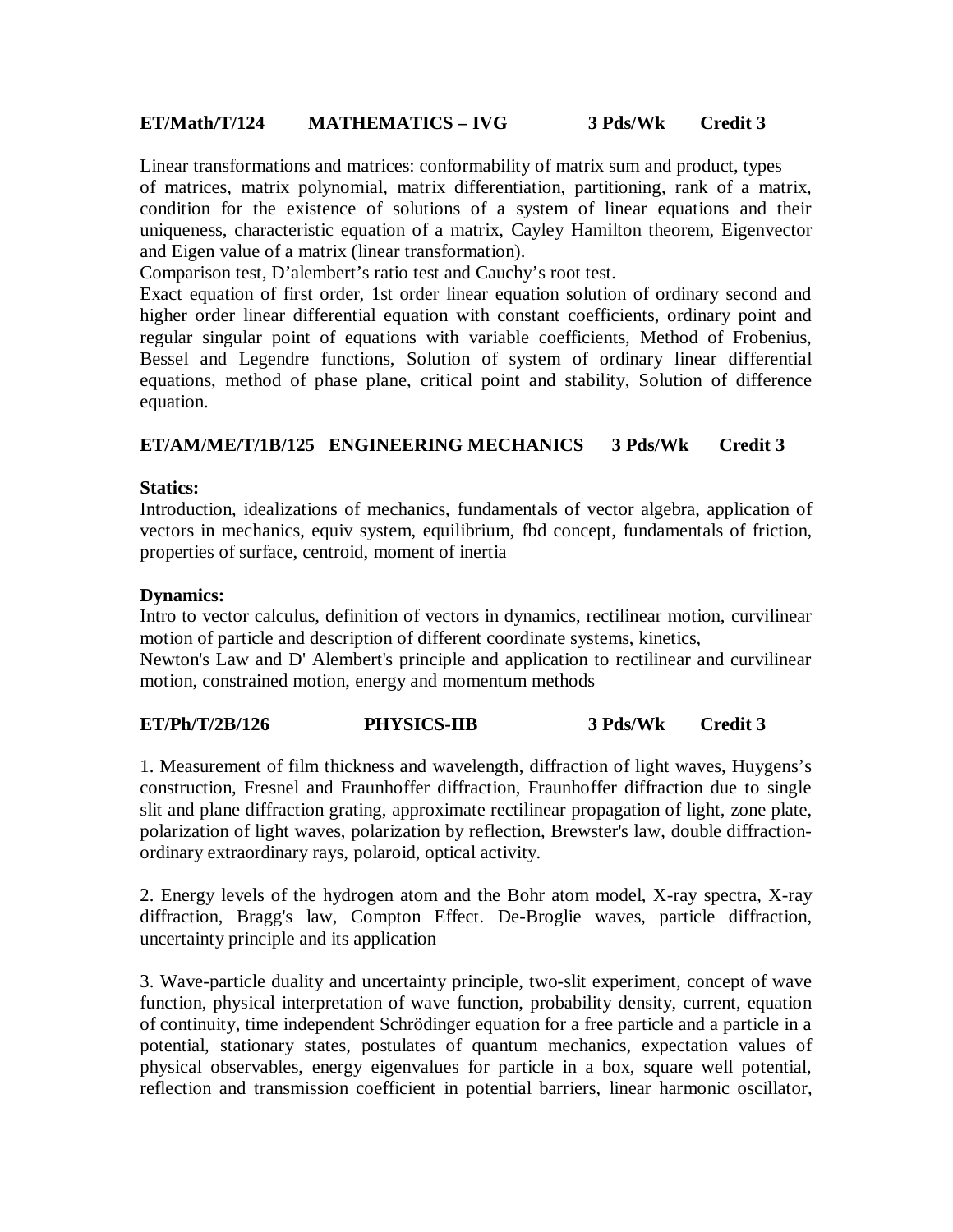**ET/Math/T/124 MATHEMATICS – IVG 3 Pds/Wk Credit 3**

Linear transformations and matrices: conformability of matrix sum and product, types of matrices, matrix polynomial, matrix differentiation, partitioning, rank of a matrix, condition for the existence of solutions of a system of linear equations and their uniqueness, characteristic equation of a matrix, Cayley Hamilton theorem, Eigenvector and Eigen value of a matrix (linear transformation).

Comparison test, D'alembert's ratio test and Cauchy's root test.

Exact equation of first order, 1st order linear equation solution of ordinary second and higher order linear differential equation with constant coefficients, ordinary point and regular singular point of equations with variable coefficients, Method of Frobenius, Bessel and Legendre functions, Solution of system of ordinary linear differential equations, method of phase plane, critical point and stability, Solution of difference equation.

**ET/AM/ME/T/1B/125 ENGINEERING MECHANICS 3 Pds/Wk Credit 3**

**Statics:**

Introduction, idealizations of mechanics, fundamentals of vector algebra, application of vectors in mechanics, equiv system, equilibrium, fbd concept, fundamentals of friction, properties of surface, centroid, moment of inertia

**Dynamics:**

Intro to vector calculus, definition of vectors in dynamics, rectilinear motion, curvilinear motion of particle and description of different coordinate systems, kinetics,

Newton's Law and D' Alembert's principle and application to rectilinear and curvilinear motion, constrained motion, energy and momentum methods

**ET/Ph/T/2B/126 PHYSICS-IIB 3 Pds/Wk Credit 3**

1. Measurement of film thickness and wavelength, diffraction of light waves, Huygens's construction, Fresnel and Fraunhoffer diffraction, Fraunhoffer diffraction due to single slit and plane diffraction grating, approximate rectilinear propagation of light, zone plate, polarization of light waves, polarization by reflection, Brewster's law, double diffraction-ordinary extraordinary rays, polaroid, optical activity.

2. Energy levels of the hydrogen atom and the Bohr atom model, X-ray spectra, X-ray diffraction, Bragg's law, Compton Effect. De-Broglie waves, particle diffraction, uncertainty principle and its application

3. Wave-particle duality and uncertainty principle, two-slit experiment, concept of wave function, physical interpretation of wave function, probability density, current, equation of continuity, time independent Schrödinger equation for a free particle and a particle in a potential, stationary states, postulates of quantum mechanics, expectation values of physical observables, energy eigenvalues for particle in a box, square well potential, reflection and transmission coefficient in potential barriers, linear harmonic oscillator,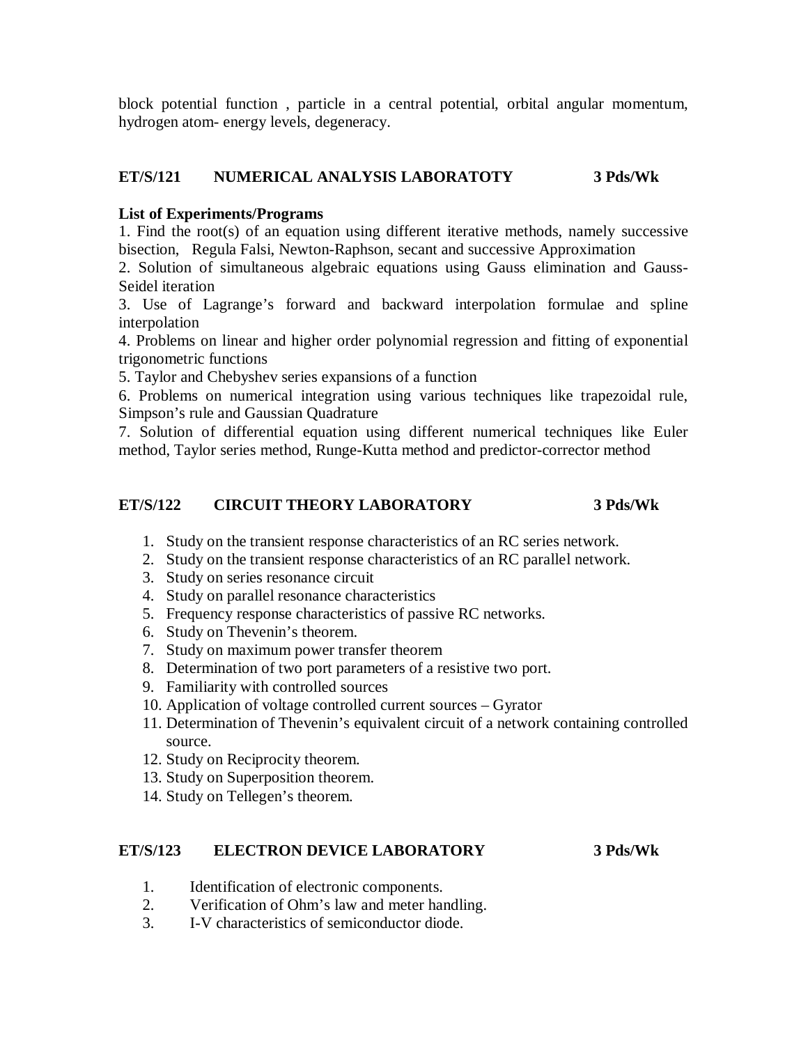block potential function , particle in a central potential, orbital angular momentum, hydrogen atom- energy levels, degeneracy.

## ET/S/121 NUMERICAL ANALYSIS LABORATOTY 3 Pds/Wk

**List of Experiments/Programs**

1. Find the root(s) of an equation using different iterative methods, namely successive bisection, Regula Falsi, Newton-Raphson, secant and successive Approximation
2. Solution of simultaneous algebraic equations using Gauss elimination and Gauss-Seidel iteration
3. Use of Lagrange's forward and backward interpolation formulae and spline interpolation
4. Problems on linear and higher order polynomial regression and fitting of exponential trigonometric functions
5. Taylor and Chebyshev series expansions of a function
6. Problems on numerical integration using various techniques like trapezoidal rule, Simpson's rule and Gaussian Quadrature
7. Solution of differential equation using different numerical techniques like Euler method, Taylor series method, Runge-Kutta method and predictor-corrector method

## ET/S/122 CIRCUIT THEORY LABORATORY 3 Pds/Wk

1. Study on the transient response characteristics of an RC series network.
2. Study on the transient response characteristics of an RC parallel network.
3. Study on series resonance circuit
4. Study on parallel resonance characteristics
5. Frequency response characteristics of passive RC networks.
6. Study on Thevenin's theorem.
7. Study on maximum power transfer theorem
8. Determination of two port parameters of a resistive two port.
9. Familiarity with controlled sources
10. Application of voltage controlled current sources – Gyrator
11. Determination of Thevenin's equivalent circuit of a network containing controlled source.
12. Study on Reciprocity theorem.
13. Study on Superposition theorem.
14. Study on Tellegen's theorem.

## ET/S/123 ELECTRON DEVICE LABORATORY 3 Pds/Wk

1. Identification of electronic components.
2. Verification of Ohm's law and meter handling.
3. I-V characteristics of semiconductor diode.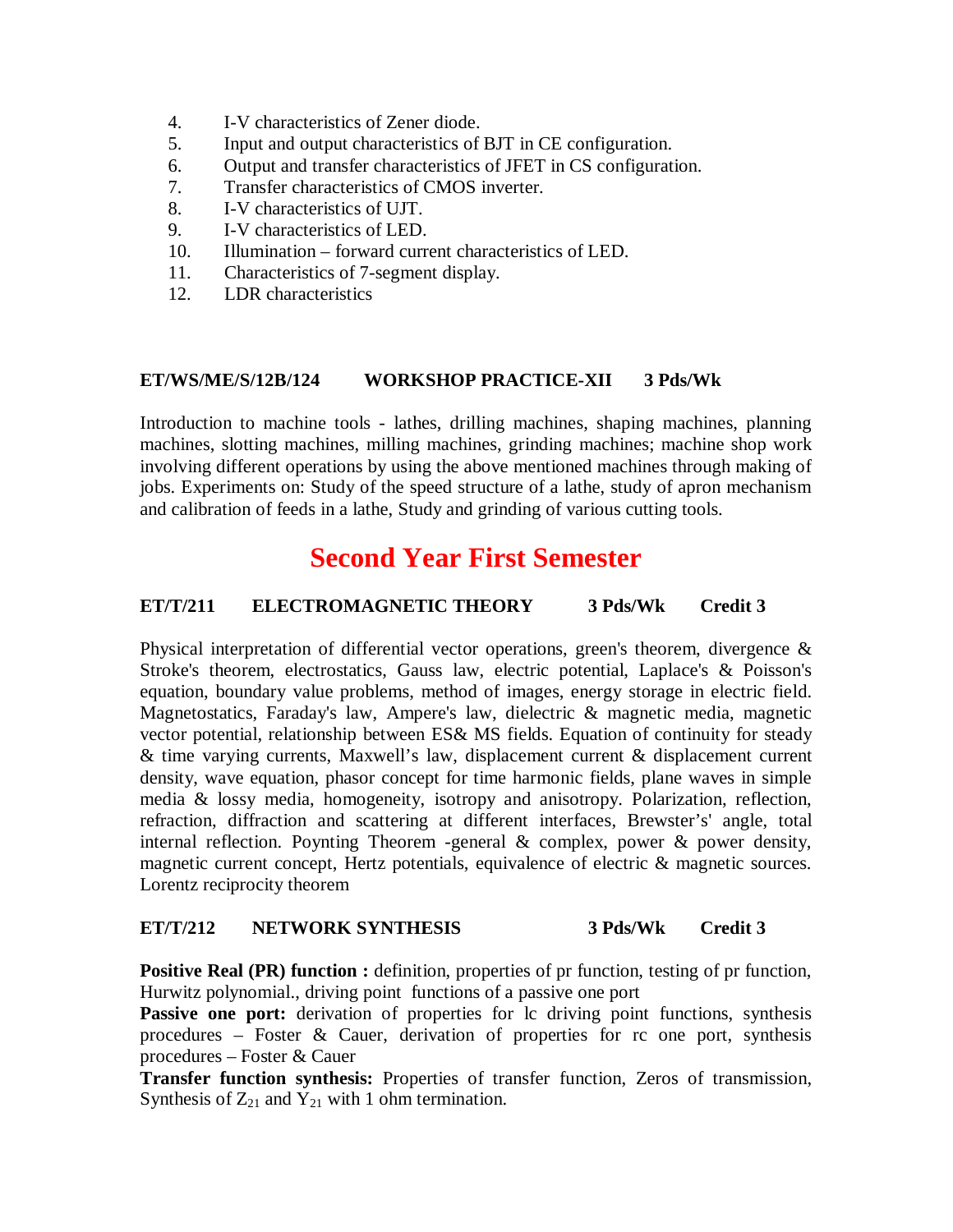4. I-V characteristics of Zener diode.
5. Input and output characteristics of BJT in CE configuration.
6. Output and transfer characteristics of JFET in CS configuration.
7. Transfer characteristics of CMOS inverter.
8. I-V characteristics of UJT.
9. I-V characteristics of LED.
10. Illumination – forward current characteristics of LED.
11. Characteristics of 7-segment display.
12. LDR characteristics

**ET/WS/ME/S/12B/124 WORKSHOP PRACTICE-XII 3 Pds/Wk**

Introduction to machine tools - lathes, drilling machines, shaping machines, planning machines, slotting machines, milling machines, grinding machines; machine shop work involving different operations by using the above mentioned machines through making of jobs. Experiments on: Study of the speed structure of a lathe, study of apron mechanism and calibration of feeds in a lathe, Study and grinding of various cutting tools.

# Second Year First Semester

**ET/T/211 ELECTROMAGNETIC THEORY 3 Pds/Wk Credit 3**

Physical interpretation of differential vector operations, green's theorem, divergence & Stroke's theorem, electrostatics, Gauss law, electric potential, Laplace's & Poisson's equation, boundary value problems, method of images, energy storage in electric field. Magnetostatics, Faraday's law, Ampere's law, dielectric & magnetic media, magnetic vector potential, relationship between ES& MS fields. Equation of continuity for steady & time varying currents, Maxwell's law, displacement current & displacement current density, wave equation, phasor concept for time harmonic fields, plane waves in simple media & lossy media, homogeneity, isotropy and anisotropy. Polarization, reflection, refraction, diffraction and scattering at different interfaces, Brewster's' angle, total internal reflection. Poynting Theorem -general & complex, power & power density, magnetic current concept, Hertz potentials, equivalence of electric & magnetic sources. Lorentz reciprocity theorem

**ET/T/212 NETWORK SYNTHESIS 3 Pds/Wk Credit 3**

**Positive Real (PR) function :** definition, properties of pr function, testing of pr function, Hurwitz polynomial., driving point functions of a passive one port

**Passive one port:** derivation of properties for lc driving point functions, synthesis procedures – Foster & Cauer, derivation of properties for rc one port, synthesis procedures – Foster & Cauer

**Transfer function synthesis:** Properties of transfer function, Zeros of transmission, Synthesis of $Z_{21}$ and $Y_{21}$ with 1 ohm termination.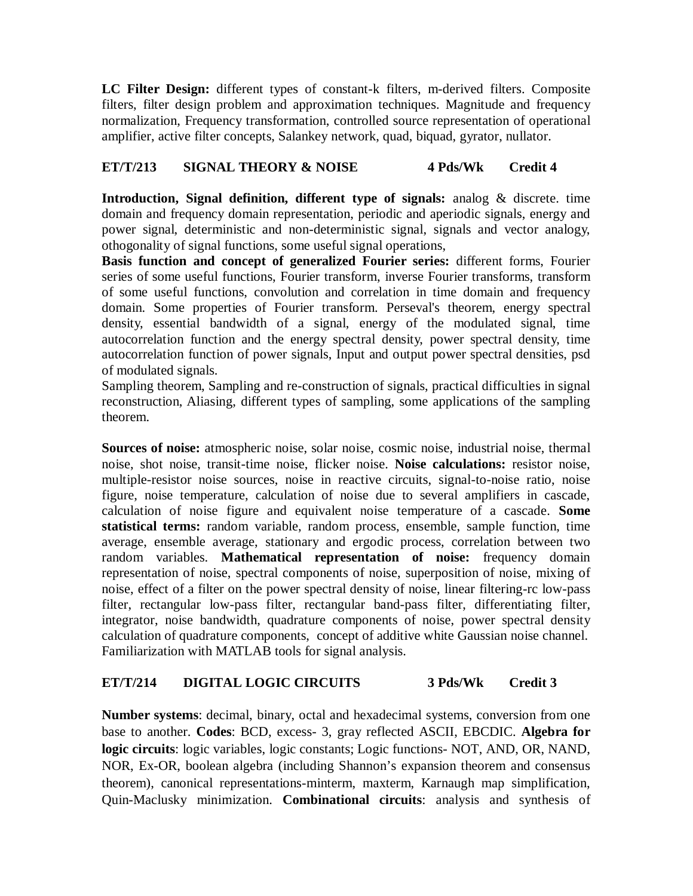**LC Filter Design:** different types of constant-k filters, m-derived filters. Composite filters, filter design problem and approximation techniques. Magnitude and frequency normalization, Frequency transformation, controlled source representation of operational amplifier, active filter concepts, Salankey network, quad, biquad, gyrator, nullator.

### ET/T/213 SIGNAL THEORY & NOISE 4 Pds/Wk Credit 4

**Introduction, Signal definition, different type of signals:** analog & discrete. time domain and frequency domain representation, periodic and aperiodic signals, energy and power signal, deterministic and non-deterministic signal, signals and vector analogy, othogonality of signal functions, some useful signal operations,

**Basis function and concept of generalized Fourier series:** different forms, Fourier series of some useful functions, Fourier transform, inverse Fourier transforms, transform of some useful functions, convolution and correlation in time domain and frequency domain. Some properties of Fourier transform. Perseval's theorem, energy spectral density, essential bandwidth of a signal, energy of the modulated signal, time autocorrelation function and the energy spectral density, power spectral density, time autocorrelation function of power signals, Input and output power spectral densities, psd of modulated signals.

Sampling theorem, Sampling and re-construction of signals, practical difficulties in signal reconstruction, Aliasing, different types of sampling, some applications of the sampling theorem.

**Sources of noise:** atmospheric noise, solar noise, cosmic noise, industrial noise, thermal noise, shot noise, transit-time noise, flicker noise. **Noise calculations:** resistor noise, multiple-resistor noise sources, noise in reactive circuits, signal-to-noise ratio, noise figure, noise temperature, calculation of noise due to several amplifiers in cascade, calculation of noise figure and equivalent noise temperature of a cascade. **Some statistical terms:** random variable, random process, ensemble, sample function, time average, ensemble average, stationary and ergodic process, correlation between two random variables. **Mathematical representation of noise:** frequency domain representation of noise, spectral components of noise, superposition of noise, mixing of noise, effect of a filter on the power spectral density of noise, linear filtering-rc low-pass filter, rectangular low-pass filter, rectangular band-pass filter, differentiating filter, integrator, noise bandwidth, quadrature components of noise, power spectral density calculation of quadrature components, concept of additive white Gaussian noise channel. Familiarization with MATLAB tools for signal analysis.

### ET/T/214 DIGITAL LOGIC CIRCUITS 3 Pds/Wk Credit 3

**Number systems**: decimal, binary, octal and hexadecimal systems, conversion from one base to another. **Codes**: BCD, excess- 3, gray reflected ASCII, EBCDIC. **Algebra for logic circuits**: logic variables, logic constants; Logic functions- NOT, AND, OR, NAND, NOR, Ex-OR, boolean algebra (including Shannon's expansion theorem and consensus theorem), canonical representations-minterm, maxterm, Karnaugh map simplification, Quin-Maclusky minimization. **Combinational circuits**: analysis and synthesis of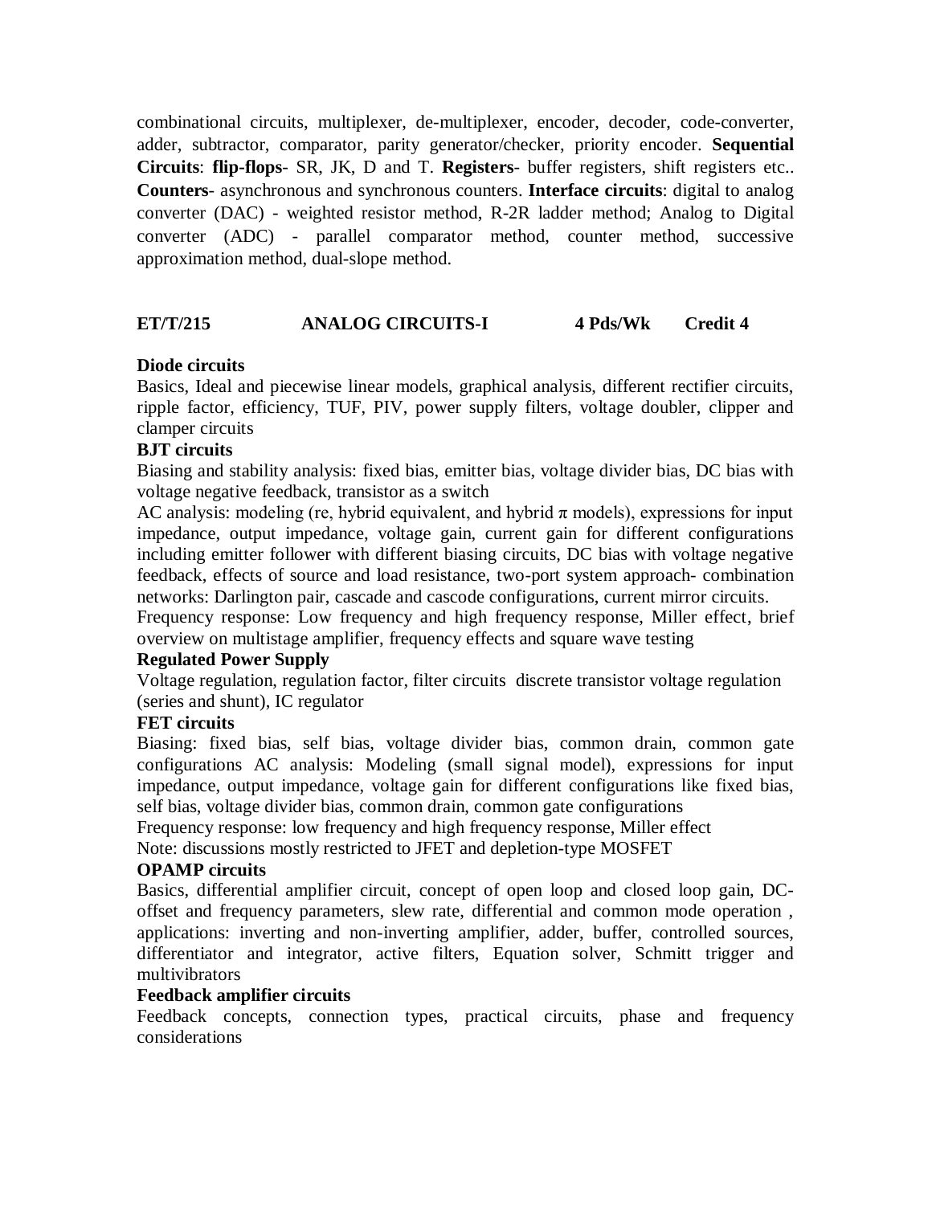combinational circuits, multiplexer, de-multiplexer, encoder, decoder, code-converter, adder, subtractor, comparator, parity generator/checker, priority encoder. **Sequential Circuits**: **flip-flops**- SR, JK, D and T. **Registers**- buffer registers, shift registers etc.. **Counters**- asynchronous and synchronous counters. **Interface circuits**: digital to analog converter (DAC) - weighted resistor method, R-2R ladder method; Analog to Digital converter (ADC) - parallel comparator method, counter method, successive approximation method, dual-slope method.

## ET/T/215 ANALOG CIRCUITS-I 4 Pds/Wk Credit 4

**Diode circuits**

Basics, Ideal and piecewise linear models, graphical analysis, different rectifier circuits, ripple factor, efficiency, TUF, PIV, power supply filters, voltage doubler, clipper and clamper circuits

**BJT circuits**

Biasing and stability analysis: fixed bias, emitter bias, voltage divider bias, DC bias with voltage negative feedback, transistor as a switch

AC analysis: modeling (re, hybrid equivalent, and hybrid $\pi$ models), expressions for input impedance, output impedance, voltage gain, current gain for different configurations including emitter follower with different biasing circuits, DC bias with voltage negative feedback, effects of source and load resistance, two-port system approach- combination networks: Darlington pair, cascade and cascode configurations, current mirror circuits.

Frequency response: Low frequency and high frequency response, Miller effect, brief overview on multistage amplifier, frequency effects and square wave testing

**Regulated Power Supply**

Voltage regulation, regulation factor, filter circuits discrete transistor voltage regulation (series and shunt), IC regulator

**FET circuits**

Biasing: fixed bias, self bias, voltage divider bias, common drain, common gate configurations AC analysis: Modeling (small signal model), expressions for input impedance, output impedance, voltage gain for different configurations like fixed bias, self bias, voltage divider bias, common drain, common gate configurations

Frequency response: low frequency and high frequency response, Miller effect

Note: discussions mostly restricted to JFET and depletion-type MOSFET

**OPAMP circuits**

Basics, differential amplifier circuit, concept of open loop and closed loop gain, DC-offset and frequency parameters, slew rate, differential and common mode operation , applications: inverting and non-inverting amplifier, adder, buffer, controlled sources, differentiator and integrator, active filters, Equation solver, Schmitt trigger and multivibrators

**Feedback amplifier circuits**

Feedback concepts, connection types, practical circuits, phase and frequency considerations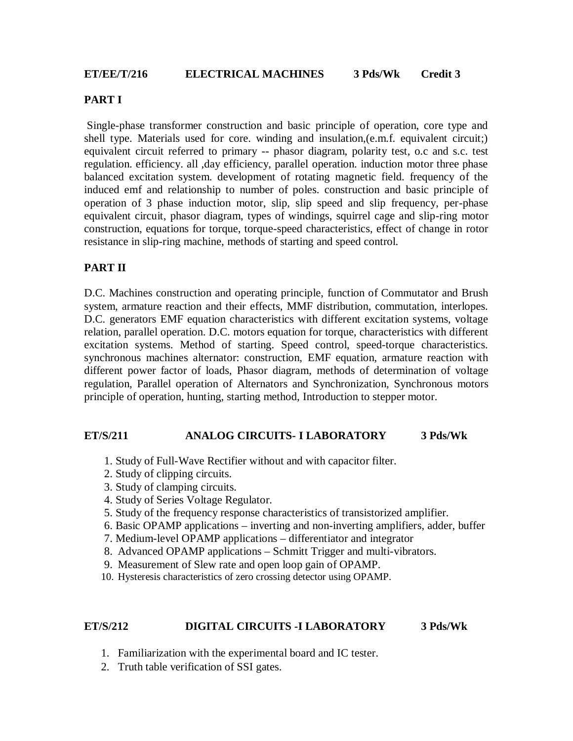## ET/EE/T/216 ELECTRICAL MACHINES 3 Pds/Wk Credit 3

### PART I

Single-phase transformer construction and basic principle of operation, core type and shell type. Materials used for core. winding and insulation,(e.m.f. equivalent circuit;) equivalent circuit referred to primary -- phasor diagram, polarity test, o.c and s.c. test regulation. efficiency. all ,day efficiency, parallel operation. induction motor three phase balanced excitation system. development of rotating magnetic field. frequency of the induced emf and relationship to number of poles. construction and basic principle of operation of 3 phase induction motor, slip, slip speed and slip frequency, per-phase equivalent circuit, phasor diagram, types of windings, squirrel cage and slip-ring motor construction, equations for torque, torque-speed characteristics, effect of change in rotor resistance in slip-ring machine, methods of starting and speed control.

### PART II

D.C. Machines construction and operating principle, function of Commutator and Brush system, armature reaction and their effects, MMF distribution, commutation, interlopes. D.C. generators EMF equation characteristics with different excitation systems, voltage relation, parallel operation. D.C. motors equation for torque, characteristics with different excitation systems. Method of starting. Speed control, speed-torque characteristics. synchronous machines alternator: construction, EMF equation, armature reaction with different power factor of loads, Phasor diagram, methods of determination of voltage regulation, Parallel operation of Alternators and Synchronization, Synchronous motors principle of operation, hunting, starting method, Introduction to stepper motor.

## ET/S/211 ANALOG CIRCUITS- I LABORATORY 3 Pds/Wk

1. Study of Full-Wave Rectifier without and with capacitor filter.
2. Study of clipping circuits.
3. Study of clamping circuits.
4. Study of Series Voltage Regulator.
5. Study of the frequency response characteristics of transistorized amplifier.
6. Basic OPAMP applications – inverting and non-inverting amplifiers, adder, buffer
7. Medium-level OPAMP applications – differentiator and integrator
8. Advanced OPAMP applications – Schmitt Trigger and multi-vibrators.
9. Measurement of Slew rate and open loop gain of OPAMP.
10. Hysteresis characteristics of zero crossing detector using OPAMP.

## ET/S/212 DIGITAL CIRCUITS -I LABORATORY 3 Pds/Wk

1. Familiarization with the experimental board and IC tester.
2. Truth table verification of SSI gates.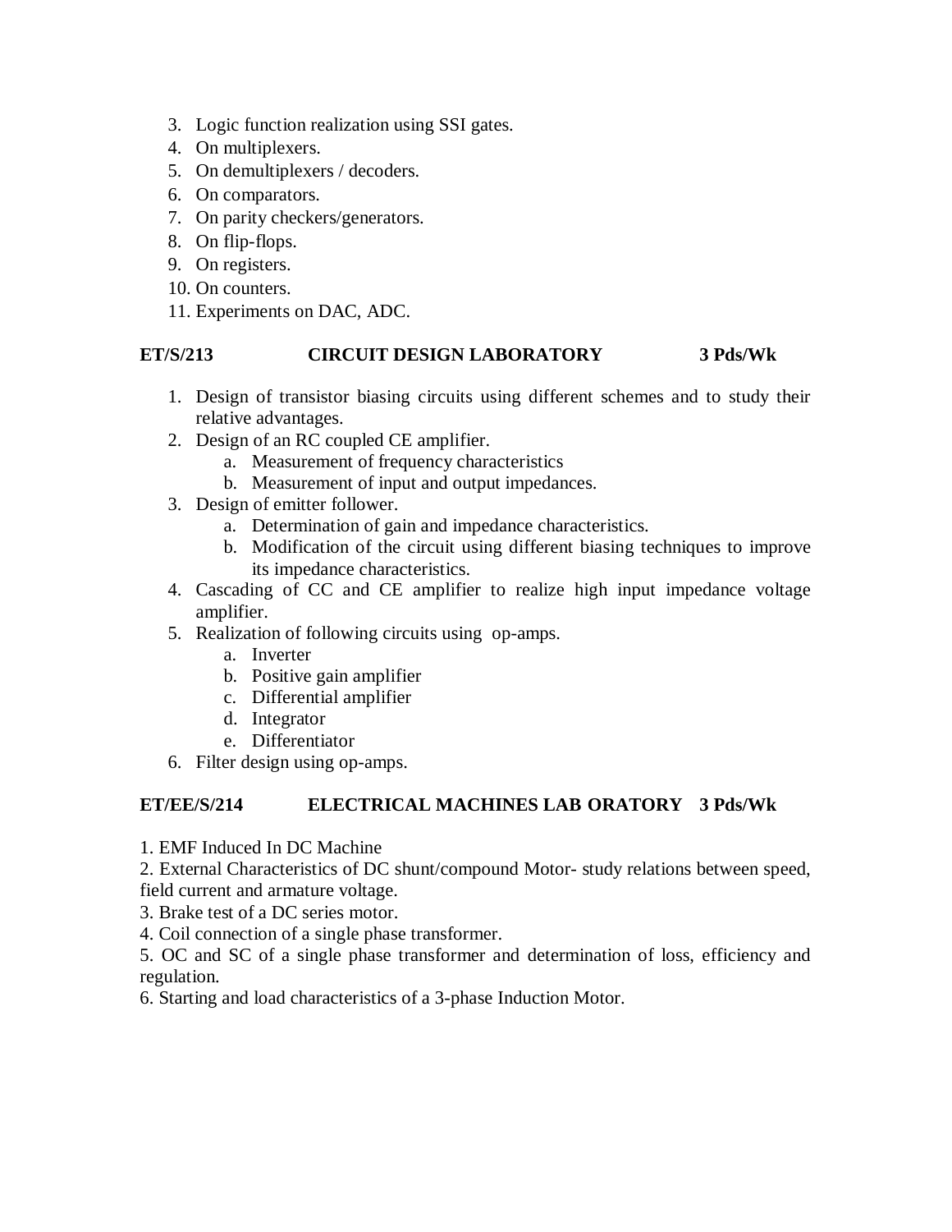3. Logic function realization using SSI gates.
4. On multiplexers.
5. On demultiplexers / decoders.
6. On comparators.
7. On parity checkers/generators.
8. On flip-flops.
9. On registers.
10. On counters.
11. Experiments on DAC, ADC.

**ET/S/213 CIRCUIT DESIGN LABORATORY 3 Pds/Wk**

1. Design of transistor biasing circuits using different schemes and to study their relative advantages.
2. Design of an RC coupled CE amplifier.
   a. Measurement of frequency characteristics
   b. Measurement of input and output impedances.
3. Design of emitter follower.
   a. Determination of gain and impedance characteristics.
   b. Modification of the circuit using different biasing techniques to improve its impedance characteristics.
4. Cascading of CC and CE amplifier to realize high input impedance voltage amplifier.
5. Realization of following circuits using op-amps.
   a. Inverter
   b. Positive gain amplifier
   c. Differential amplifier
   d. Integrator
   e. Differentiator
6. Filter design using op-amps.

**ET/EE/S/214 ELECTRICAL MACHINES LAB ORATORY 3 Pds/Wk**

1. EMF Induced In DC Machine
2. External Characteristics of DC shunt/compound Motor- study relations between speed, field current and armature voltage.
3. Brake test of a DC series motor.
4. Coil connection of a single phase transformer.
5. OC and SC of a single phase transformer and determination of loss, efficiency and regulation.
6. Starting and load characteristics of a 3-phase Induction Motor.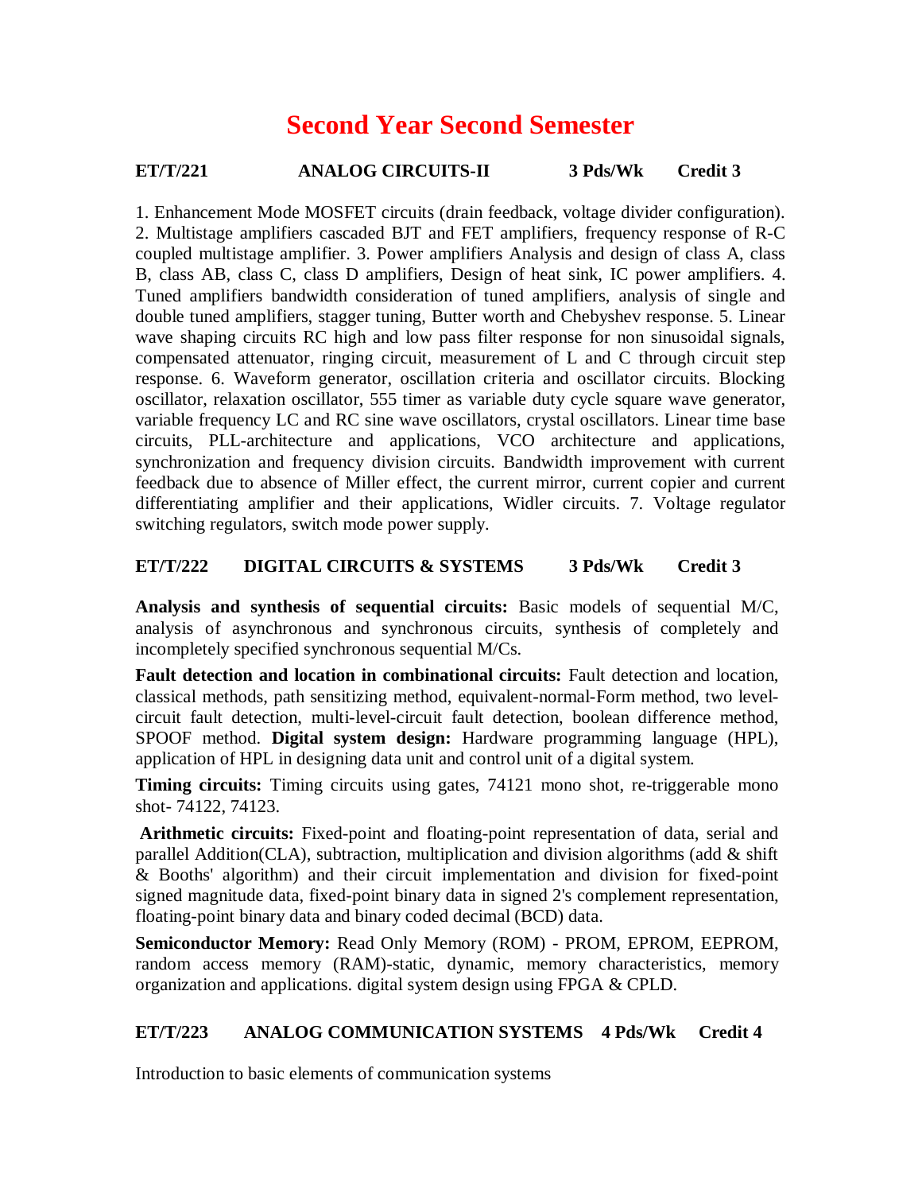# Second Year Second Semester

**ET/T/221 ANALOG CIRCUITS-II 3 Pds/Wk Credit 3**

1. Enhancement Mode MOSFET circuits (drain feedback, voltage divider configuration). 2. Multistage amplifiers cascaded BJT and FET amplifiers, frequency response of R-C coupled multistage amplifier. 3. Power amplifiers Analysis and design of class A, class B, class AB, class C, class D amplifiers, Design of heat sink, IC power amplifiers. 4. Tuned amplifiers bandwidth consideration of tuned amplifiers, analysis of single and double tuned amplifiers, stagger tuning, Butter worth and Chebyshev response. 5. Linear wave shaping circuits RC high and low pass filter response for non sinusoidal signals, compensated attenuator, ringing circuit, measurement of L and C through circuit step response. 6. Waveform generator, oscillation criteria and oscillator circuits. Blocking oscillator, relaxation oscillator, 555 timer as variable duty cycle square wave generator, variable frequency LC and RC sine wave oscillators, crystal oscillators. Linear time base circuits, PLL-architecture and applications, VCO architecture and applications, synchronization and frequency division circuits. Bandwidth improvement with current feedback due to absence of Miller effect, the current mirror, current copier and current differentiating amplifier and their applications, Widler circuits. 7. Voltage regulator switching regulators, switch mode power supply.

**ET/T/222 DIGITAL CIRCUITS & SYSTEMS 3 Pds/Wk Credit 3**

**Analysis and synthesis of sequential circuits:** Basic models of sequential M/C, analysis of asynchronous and synchronous circuits, synthesis of completely and incompletely specified synchronous sequential M/Cs.

**Fault detection and location in combinational circuits:** Fault detection and location, classical methods, path sensitizing method, equivalent-normal-Form method, two level-circuit fault detection, multi-level-circuit fault detection, boolean difference method, SPOOF method. **Digital system design:** Hardware programming language (HPL), application of HPL in designing data unit and control unit of a digital system.

**Timing circuits:** Timing circuits using gates, 74121 mono shot, re-triggerable mono shot- 74122, 74123.

**Arithmetic circuits:** Fixed-point and floating-point representation of data, serial and parallel Addition(CLA), subtraction, multiplication and division algorithms (add & shift & Booths' algorithm) and their circuit implementation and division for fixed-point signed magnitude data, fixed-point binary data in signed 2's complement representation, floating-point binary data and binary coded decimal (BCD) data.

**Semiconductor Memory:** Read Only Memory (ROM) - PROM, EPROM, EEPROM, random access memory (RAM)-static, dynamic, memory characteristics, memory organization and applications. digital system design using FPGA & CPLD.

**ET/T/223 ANALOG COMMUNICATION SYSTEMS 4 Pds/Wk Credit 4**

Introduction to basic elements of communication systems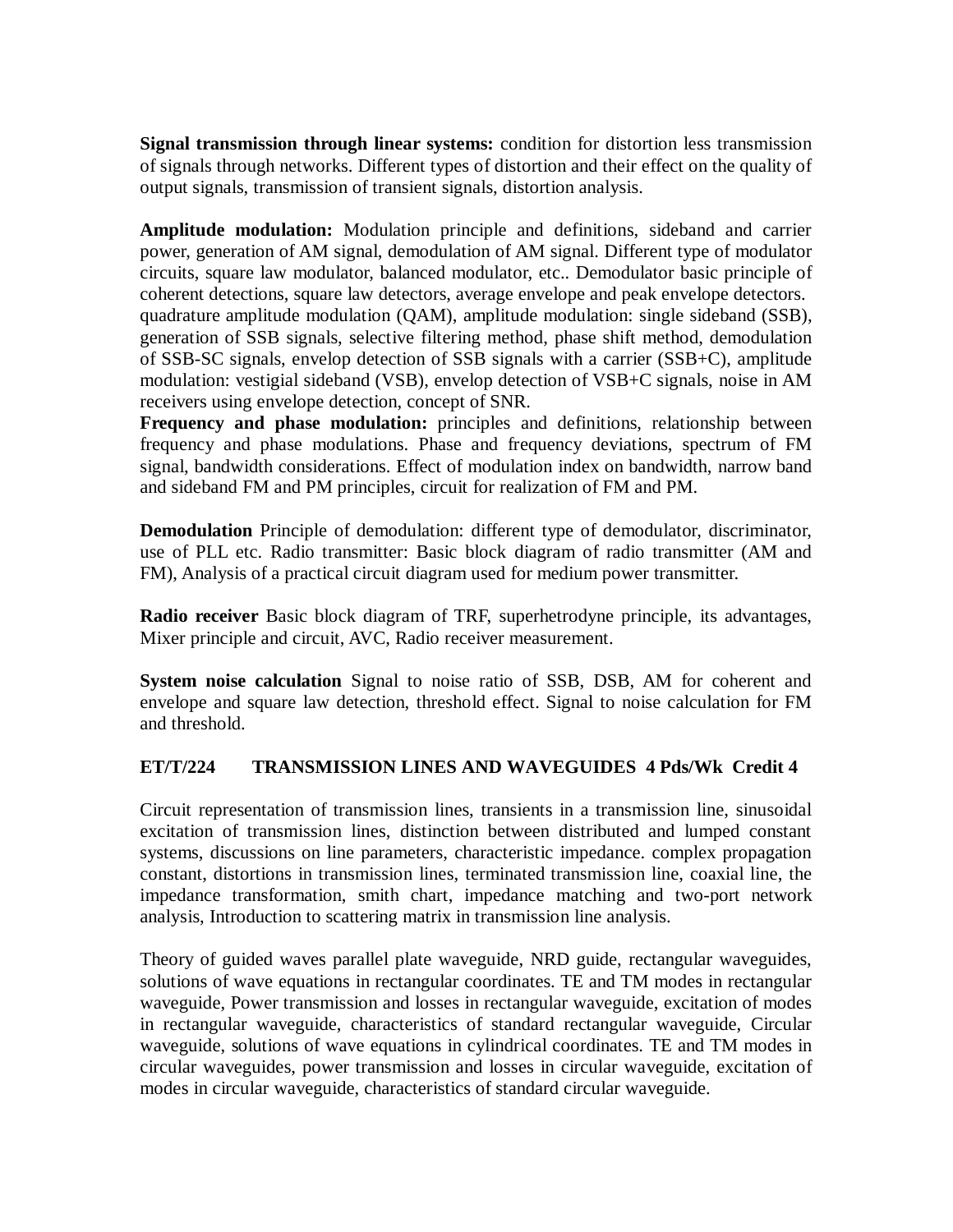**Signal transmission through linear systems:** condition for distortion less transmission of signals through networks. Different types of distortion and their effect on the quality of output signals, transmission of transient signals, distortion analysis.

**Amplitude modulation:** Modulation principle and definitions, sideband and carrier power, generation of AM signal, demodulation of AM signal. Different type of modulator circuits, square law modulator, balanced modulator, etc.. Demodulator basic principle of coherent detections, square law detectors, average envelope and peak envelope detectors. quadrature amplitude modulation (QAM), amplitude modulation: single sideband (SSB), generation of SSB signals, selective filtering method, phase shift method, demodulation of SSB-SC signals, envelop detection of SSB signals with a carrier (SSB+C), amplitude modulation: vestigial sideband (VSB), envelop detection of VSB+C signals, noise in AM receivers using envelope detection, concept of SNR.

**Frequency and phase modulation:** principles and definitions, relationship between frequency and phase modulations. Phase and frequency deviations, spectrum of FM signal, bandwidth considerations. Effect of modulation index on bandwidth, narrow band and sideband FM and PM principles, circuit for realization of FM and PM.

**Demodulation** Principle of demodulation: different type of demodulator, discriminator, use of PLL etc. Radio transmitter: Basic block diagram of radio transmitter (AM and FM), Analysis of a practical circuit diagram used for medium power transmitter.

**Radio receiver** Basic block diagram of TRF, superhetrodyne principle, its advantages, Mixer principle and circuit, AVC, Radio receiver measurement.

**System noise calculation** Signal to noise ratio of SSB, DSB, AM for coherent and envelope and square law detection, threshold effect. Signal to noise calculation for FM and threshold.

**ET/T/224 TRANSMISSION LINES AND WAVEGUIDES 4 Pds/Wk Credit 4**

Circuit representation of transmission lines, transients in a transmission line, sinusoidal excitation of transmission lines, distinction between distributed and lumped constant systems, discussions on line parameters, characteristic impedance. complex propagation constant, distortions in transmission lines, terminated transmission line, coaxial line, the impedance transformation, smith chart, impedance matching and two-port network analysis, Introduction to scattering matrix in transmission line analysis.

Theory of guided waves parallel plate waveguide, NRD guide, rectangular waveguides, solutions of wave equations in rectangular coordinates. TE and TM modes in rectangular waveguide, Power transmission and losses in rectangular waveguide, excitation of modes in rectangular waveguide, characteristics of standard rectangular waveguide, Circular waveguide, solutions of wave equations in cylindrical coordinates. TE and TM modes in circular waveguides, power transmission and losses in circular waveguide, excitation of modes in circular waveguide, characteristics of standard circular waveguide.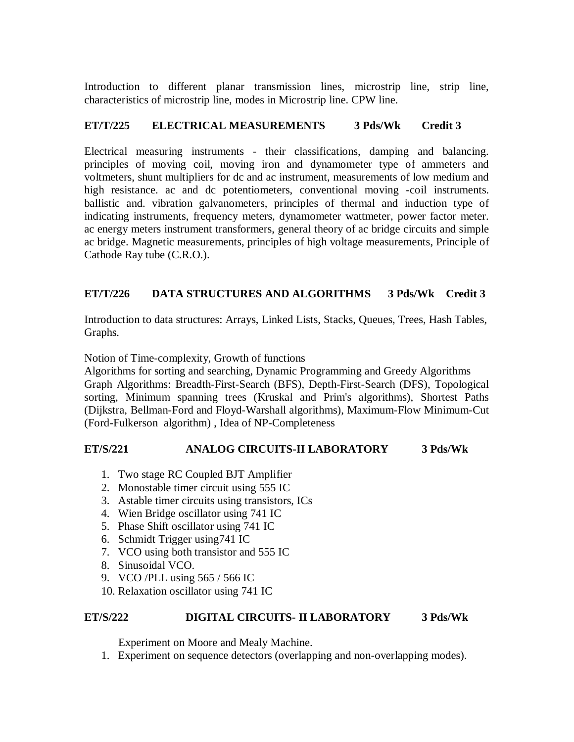Introduction to different planar transmission lines, microstrip line, strip line, characteristics of microstrip line, modes in Microstrip line. CPW line.

**ET/T/225 ELECTRICAL MEASUREMENTS 3 Pds/Wk Credit 3**

Electrical measuring instruments - their classifications, damping and balancing. principles of moving coil, moving iron and dynamometer type of ammeters and voltmeters, shunt multipliers for dc and ac instrument, measurements of low medium and high resistance. ac and dc potentiometers, conventional moving -coil instruments. ballistic and. vibration galvanometers, principles of thermal and induction type of indicating instruments, frequency meters, dynamometer wattmeter, power factor meter. ac energy meters instrument transformers, general theory of ac bridge circuits and simple ac bridge. Magnetic measurements, principles of high voltage measurements, Principle of Cathode Ray tube (C.R.O.).

**ET/T/226 DATA STRUCTURES AND ALGORITHMS 3 Pds/Wk Credit 3**

Introduction to data structures: Arrays, Linked Lists, Stacks, Queues, Trees, Hash Tables, Graphs.

Notion of Time-complexity, Growth of functions
Algorithms for sorting and searching, Dynamic Programming and Greedy Algorithms
Graph Algorithms: Breadth-First-Search (BFS), Depth-First-Search (DFS), Topological sorting, Minimum spanning trees (Kruskal and Prim's algorithms), Shortest Paths (Dijkstra, Bellman-Ford and Floyd-Warshall algorithms), Maximum-Flow Minimum-Cut (Ford-Fulkerson algorithm) , Idea of NP-Completeness

**ET/S/221 ANALOG CIRCUITS-II LABORATORY 3 Pds/Wk**

1. Two stage RC Coupled BJT Amplifier
2. Monostable timer circuit using 555 IC
3. Astable timer circuits using transistors, ICs
4. Wien Bridge oscillator using 741 IC
5. Phase Shift oscillator using 741 IC
6. Schmidt Trigger using741 IC
7. VCO using both transistor and 555 IC
8. Sinusoidal VCO.
9. VCO /PLL using 565 / 566 IC
10. Relaxation oscillator using 741 IC

**ET/S/222 DIGITAL CIRCUITS- II LABORATORY 3 Pds/Wk**

Experiment on Moore and Mealy Machine.

1. Experiment on sequence detectors (overlapping and non-overlapping modes).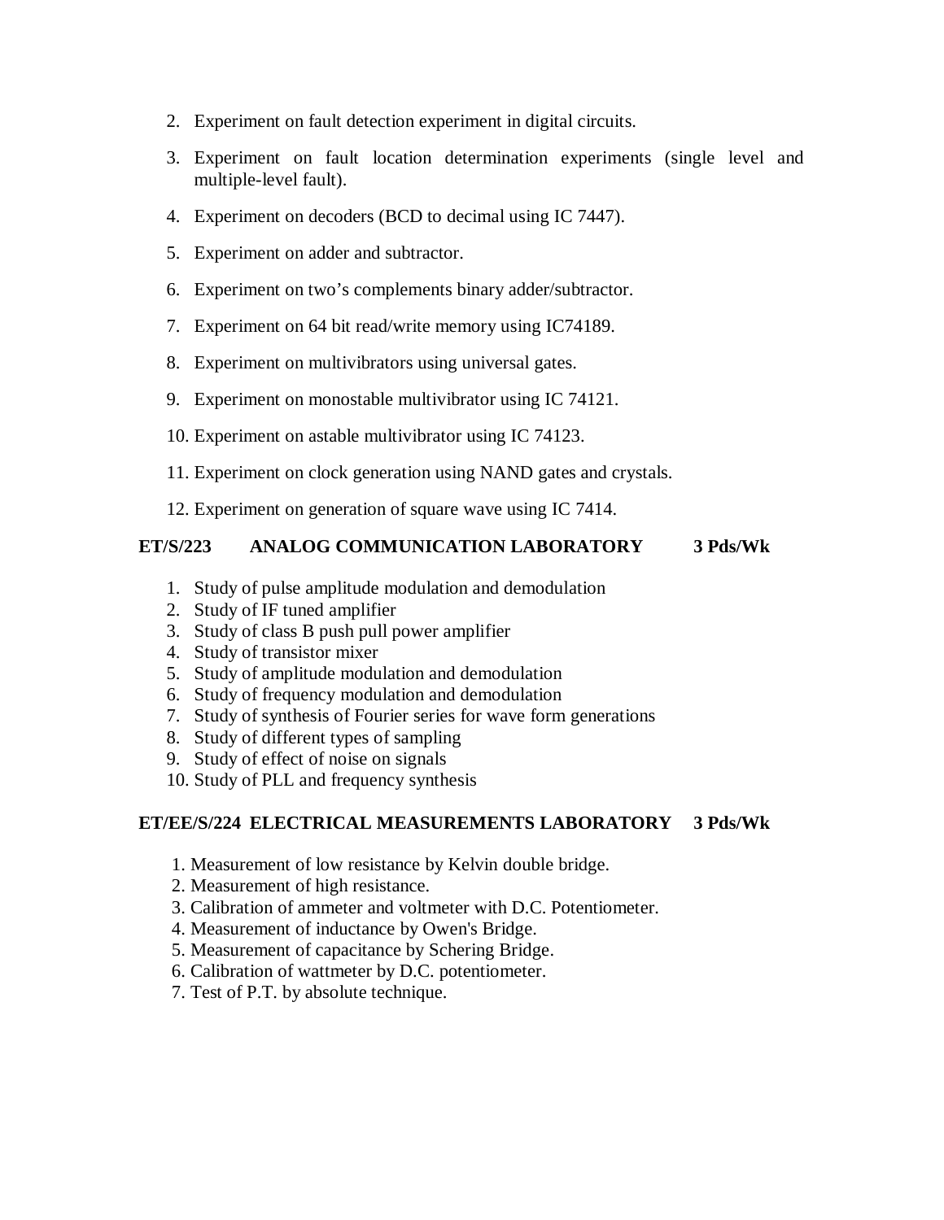2. Experiment on fault detection experiment in digital circuits.
3. Experiment on fault location determination experiments (single level and multiple-level fault).
4. Experiment on decoders (BCD to decimal using IC 7447).
5. Experiment on adder and subtractor.
6. Experiment on two's complements binary adder/subtractor.
7. Experiment on 64 bit read/write memory using IC74189.
8. Experiment on multivibrators using universal gates.
9. Experiment on monostable multivibrator using IC 74121.
10. Experiment on astable multivibrator using IC 74123.
11. Experiment on clock generation using NAND gates and crystals.
12. Experiment on generation of square wave using IC 7414.

**ET/S/223 ANALOG COMMUNICATION LABORATORY 3 Pds/Wk**

1. Study of pulse amplitude modulation and demodulation
2. Study of IF tuned amplifier
3. Study of class B push pull power amplifier
4. Study of transistor mixer
5. Study of amplitude modulation and demodulation
6. Study of frequency modulation and demodulation
7. Study of synthesis of Fourier series for wave form generations
8. Study of different types of sampling
9. Study of effect of noise on signals
10. Study of PLL and frequency synthesis

**ET/EE/S/224 ELECTRICAL MEASUREMENTS LABORATORY 3 Pds/Wk**

1. Measurement of low resistance by Kelvin double bridge.
2. Measurement of high resistance.
3. Calibration of ammeter and voltmeter with D.C. Potentiometer.
4. Measurement of inductance by Owen's Bridge.
5. Measurement of capacitance by Schering Bridge.
6. Calibration of wattmeter by D.C. potentiometer.
7. Test of P.T. by absolute technique.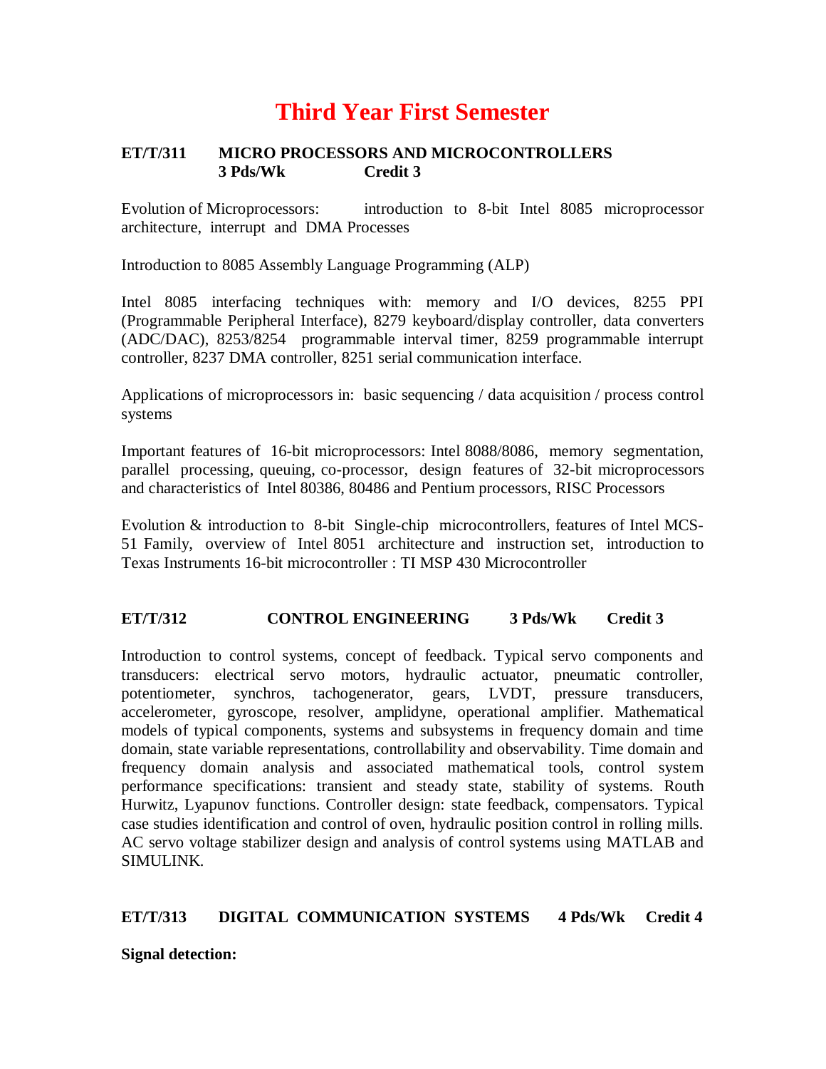# Third Year First Semester

**ET/T/311 MICRO PROCESSORS AND MICROCONTROLLERS**
**3 Pds/Wk Credit 3**

Evolution of Microprocessors: introduction to 8-bit Intel 8085 microprocessor architecture, interrupt and DMA Processes

Introduction to 8085 Assembly Language Programming (ALP)

Intel 8085 interfacing techniques with: memory and I/O devices, 8255 PPI (Programmable Peripheral Interface), 8279 keyboard/display controller, data converters (ADC/DAC), 8253/8254 programmable interval timer, 8259 programmable interrupt controller, 8237 DMA controller, 8251 serial communication interface.

Applications of microprocessors in: basic sequencing / data acquisition / process control systems

Important features of 16-bit microprocessors: Intel 8088/8086, memory segmentation, parallel processing, queuing, co-processor, design features of 32-bit microprocessors and characteristics of Intel 80386, 80486 and Pentium processors, RISC Processors

Evolution & introduction to 8-bit Single-chip microcontrollers, features of Intel MCS-51 Family, overview of Intel 8051 architecture and instruction set, introduction to Texas Instruments 16-bit microcontroller : TI MSP 430 Microcontroller

**ET/T/312 CONTROL ENGINEERING 3 Pds/Wk Credit 3**

Introduction to control systems, concept of feedback. Typical servo components and transducers: electrical servo motors, hydraulic actuator, pneumatic controller, potentiometer, synchros, tachogenerator, gears, LVDT, pressure transducers, accelerometer, gyroscope, resolver, amplidyne, operational amplifier. Mathematical models of typical components, systems and subsystems in frequency domain and time domain, state variable representations, controllability and observability. Time domain and frequency domain analysis and associated mathematical tools, control system performance specifications: transient and steady state, stability of systems. Routh Hurwitz, Lyapunov functions. Controller design: state feedback, compensators. Typical case studies identification and control of oven, hydraulic position control in rolling mills. AC servo voltage stabilizer design and analysis of control systems using MATLAB and SIMULINK.

**ET/T/313 DIGITAL COMMUNICATION SYSTEMS 4 Pds/Wk Credit 4**

**Signal detection:**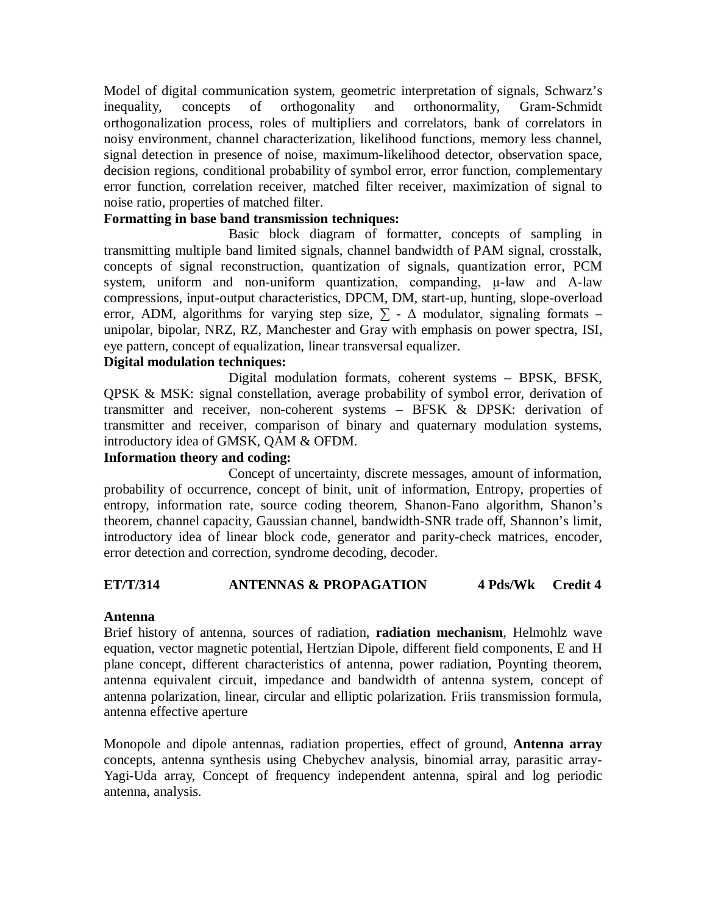Model of digital communication system, geometric interpretation of signals, Schwarz's inequality, concepts of orthogonality and orthonormality, Gram-Schmidt orthogonalization process, roles of multipliers and correlators, bank of correlators in noisy environment, channel characterization, likelihood functions, memory less channel, signal detection in presence of noise, maximum-likelihood detector, observation space, decision regions, conditional probability of symbol error, error function, complementary error function, correlation receiver, matched filter receiver, maximization of signal to noise ratio, properties of matched filter.

**Formatting in base band transmission techniques:**

Basic block diagram of formatter, concepts of sampling in transmitting multiple band limited signals, channel bandwidth of PAM signal, crosstalk, concepts of signal reconstruction, quantization of signals, quantization error, PCM system, uniform and non-uniform quantization, companding, μ-law and A-law compressions, input-output characteristics, DPCM, DM, start-up, hunting, slope-overload error, ADM, algorithms for varying step size, $\sum$ - $\Delta$ modulator, signaling formats – unipolar, bipolar, NRZ, RZ, Manchester and Gray with emphasis on power spectra, ISI, eye pattern, concept of equalization, linear transversal equalizer.

**Digital modulation techniques:**

Digital modulation formats, coherent systems – BPSK, BFSK, QPSK & MSK: signal constellation, average probability of symbol error, derivation of transmitter and receiver, non-coherent systems – BFSK & DPSK: derivation of transmitter and receiver, comparison of binary and quaternary modulation systems, introductory idea of GMSK, QAM & OFDM.

**Information theory and coding:**

Concept of uncertainty, discrete messages, amount of information, probability of occurrence, concept of binit, unit of information, Entropy, properties of entropy, information rate, source coding theorem, Shanon-Fano algorithm, Shanon's theorem, channel capacity, Gaussian channel, bandwidth-SNR trade off, Shannon's limit, introductory idea of linear block code, generator and parity-check matrices, encoder, error detection and correction, syndrome decoding, decoder.

## ET/T/314 ANTENNAS & PROPAGATION 4 Pds/Wk Credit 4

**Antenna**

Brief history of antenna, sources of radiation, **radiation mechanism**, Helmohlz wave equation, vector magnetic potential, Hertzian Dipole, different field components, E and H plane concept, different characteristics of antenna, power radiation, Poynting theorem, antenna equivalent circuit, impedance and bandwidth of antenna system, concept of antenna polarization, linear, circular and elliptic polarization. Friis transmission formula, antenna effective aperture

Monopole and dipole antennas, radiation properties, effect of ground, **Antenna array** concepts, antenna synthesis using Chebychev analysis, binomial array, parasitic array-Yagi-Uda array, Concept of frequency independent antenna, spiral and log periodic antenna, analysis.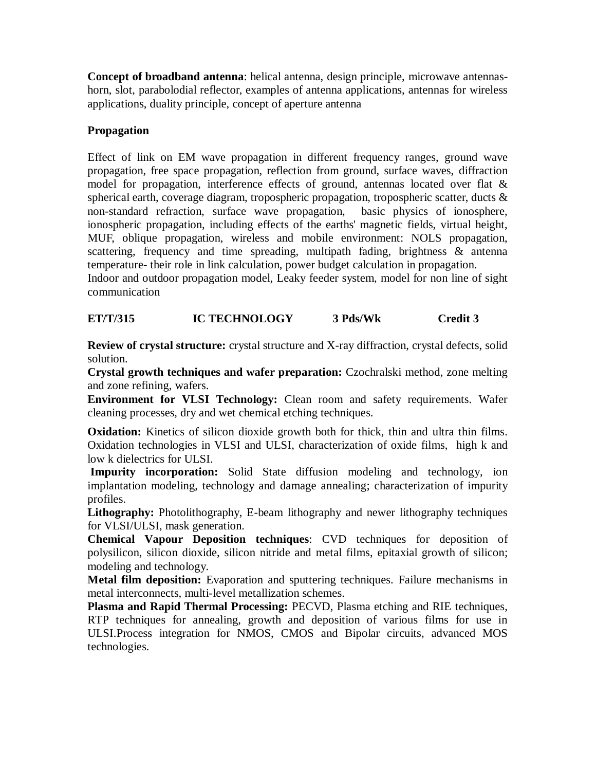**Concept of broadband antenna**: helical antenna, design principle, microwave antennas-horn, slot, parabolodial reflector, examples of antenna applications, antennas for wireless applications, duality principle, concept of aperture antenna

**Propagation**

Effect of link on EM wave propagation in different frequency ranges, ground wave propagation, free space propagation, reflection from ground, surface waves, diffraction model for propagation, interference effects of ground, antennas located over flat & spherical earth, coverage diagram, tropospheric propagation, tropospheric scatter, ducts & non-standard refraction, surface wave propagation, basic physics of ionosphere, ionospheric propagation, including effects of the earths' magnetic fields, virtual height, MUF, oblique propagation, wireless and mobile environment: NOLS propagation, scattering, frequency and time spreading, multipath fading, brightness & antenna temperature- their role in link calculation, power budget calculation in propagation.
Indoor and outdoor propagation model, Leaky feeder system, model for non line of sight communication

**ET/T/315 IC TECHNOLOGY 3 Pds/Wk Credit 3**

**Review of crystal structure:** crystal structure and X-ray diffraction, crystal defects, solid solution.
**Crystal growth techniques and wafer preparation:** Czochralski method, zone melting and zone refining, wafers.
**Environment for VLSI Technology:** Clean room and safety requirements. Wafer cleaning processes, dry and wet chemical etching techniques.

**Oxidation:** Kinetics of silicon dioxide growth both for thick, thin and ultra thin films. Oxidation technologies in VLSI and ULSI, characterization of oxide films, high k and low k dielectrics for ULSI.
**Impurity incorporation:** Solid State diffusion modeling and technology, ion implantation modeling, technology and damage annealing; characterization of impurity profiles.
**Lithography:** Photolithography, E-beam lithography and newer lithography techniques for VLSI/ULSI, mask generation.
**Chemical Vapour Deposition techniques**: CVD techniques for deposition of polysilicon, silicon dioxide, silicon nitride and metal films, epitaxial growth of silicon; modeling and technology.
**Metal film deposition:** Evaporation and sputtering techniques. Failure mechanisms in metal interconnects, multi-level metallization schemes.
**Plasma and Rapid Thermal Processing:** PECVD, Plasma etching and RIE techniques, RTP techniques for annealing, growth and deposition of various films for use in ULSI.Process integration for NMOS, CMOS and Bipolar circuits, advanced MOS technologies.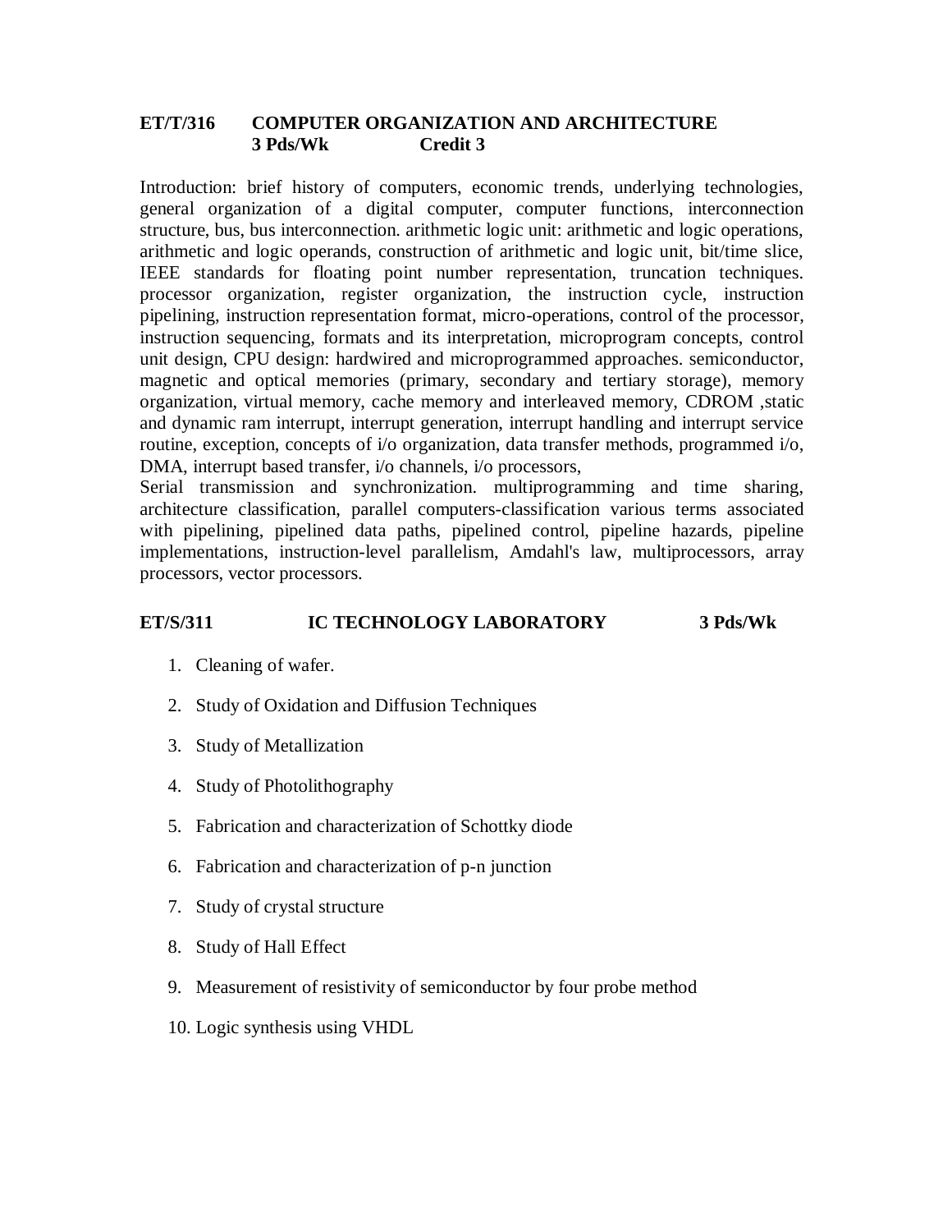**ET/T/316 COMPUTER ORGANIZATION AND ARCHITECTURE**
**3 Pds/Wk Credit 3**

Introduction: brief history of computers, economic trends, underlying technologies, general organization of a digital computer, computer functions, interconnection structure, bus, bus interconnection. arithmetic logic unit: arithmetic and logic operations, arithmetic and logic operands, construction of arithmetic and logic unit, bit/time slice, IEEE standards for floating point number representation, truncation techniques. processor organization, register organization, the instruction cycle, instruction pipelining, instruction representation format, micro-operations, control of the processor, instruction sequencing, formats and its interpretation, microprogram concepts, control unit design, CPU design: hardwired and microprogrammed approaches. semiconductor, magnetic and optical memories (primary, secondary and tertiary storage), memory organization, virtual memory, cache memory and interleaved memory, CDROM ,static and dynamic ram interrupt, interrupt generation, interrupt handling and interrupt service routine, exception, concepts of i/o organization, data transfer methods, programmed i/o, DMA, interrupt based transfer, i/o channels, i/o processors,
Serial transmission and synchronization. multiprogramming and time sharing, architecture classification, parallel computers-classification various terms associated with pipelining, pipelined data paths, pipelined control, pipeline hazards, pipeline implementations, instruction-level parallelism, Amdahl's law, multiprocessors, array processors, vector processors.

**ET/S/311 IC TECHNOLOGY LABORATORY 3 Pds/Wk**

1. Cleaning of wafer.
2. Study of Oxidation and Diffusion Techniques
3. Study of Metallization
4. Study of Photolithography
5. Fabrication and characterization of Schottky diode
6. Fabrication and characterization of p-n junction
7. Study of crystal structure
8. Study of Hall Effect
9. Measurement of resistivity of semiconductor by four probe method
10. Logic synthesis using VHDL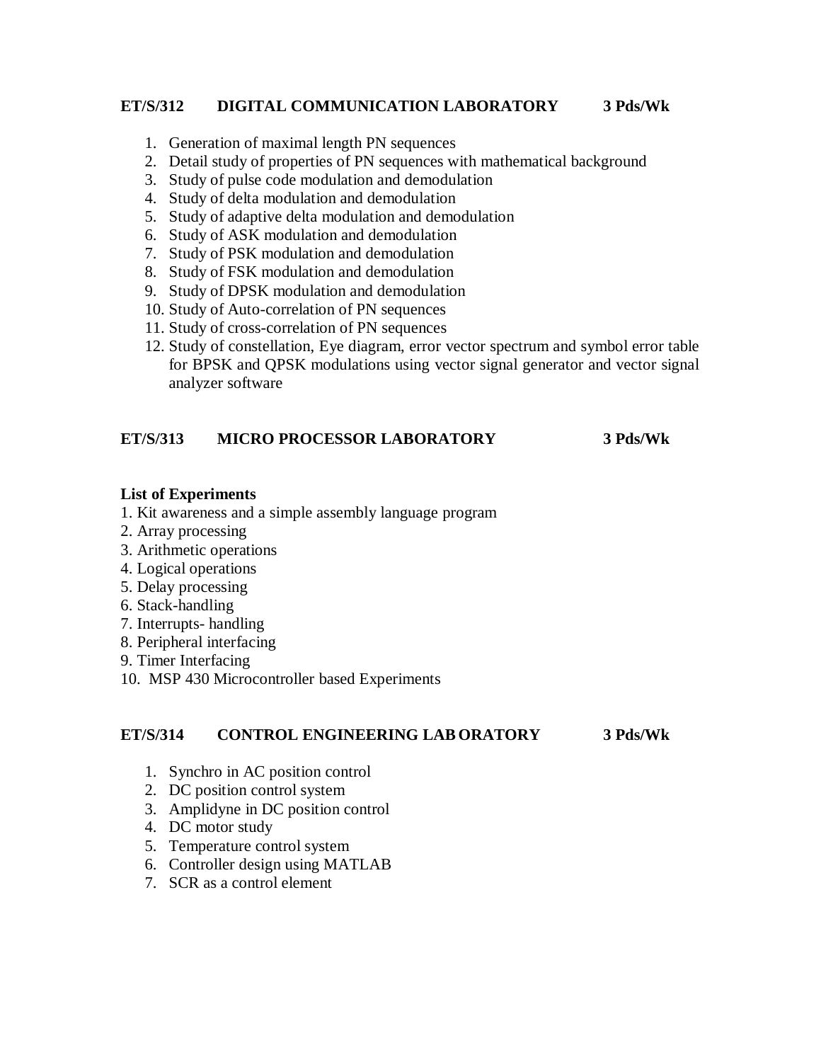### ET/S/312 DIGITAL COMMUNICATION LABORATORY 3 Pds/Wk

1. Generation of maximal length PN sequences
2. Detail study of properties of PN sequences with mathematical background
3. Study of pulse code modulation and demodulation
4. Study of delta modulation and demodulation
5. Study of adaptive delta modulation and demodulation
6. Study of ASK modulation and demodulation
7. Study of PSK modulation and demodulation
8. Study of FSK modulation and demodulation
9. Study of DPSK modulation and demodulation
10. Study of Auto-correlation of PN sequences
11. Study of cross-correlation of PN sequences
12. Study of constellation, Eye diagram, error vector spectrum and symbol error table for BPSK and QPSK modulations using vector signal generator and vector signal analyzer software

### ET/S/313 MICRO PROCESSOR LABORATORY 3 Pds/Wk

**List of Experiments**

1. Kit awareness and a simple assembly language program
2. Array processing
3. Arithmetic operations
4. Logical operations
5. Delay processing
6. Stack-handling
7. Interrupts- handling
8. Peripheral interfacing
9. Timer Interfacing
10. MSP 430 Microcontroller based Experiments

### ET/S/314 CONTROL ENGINEERING LABORATORY 3 Pds/Wk

1. Synchro in AC position control
2. DC position control system
3. Amplidyne in DC position control
4. DC motor study
5. Temperature control system
6. Controller design using MATLAB
7. SCR as a control element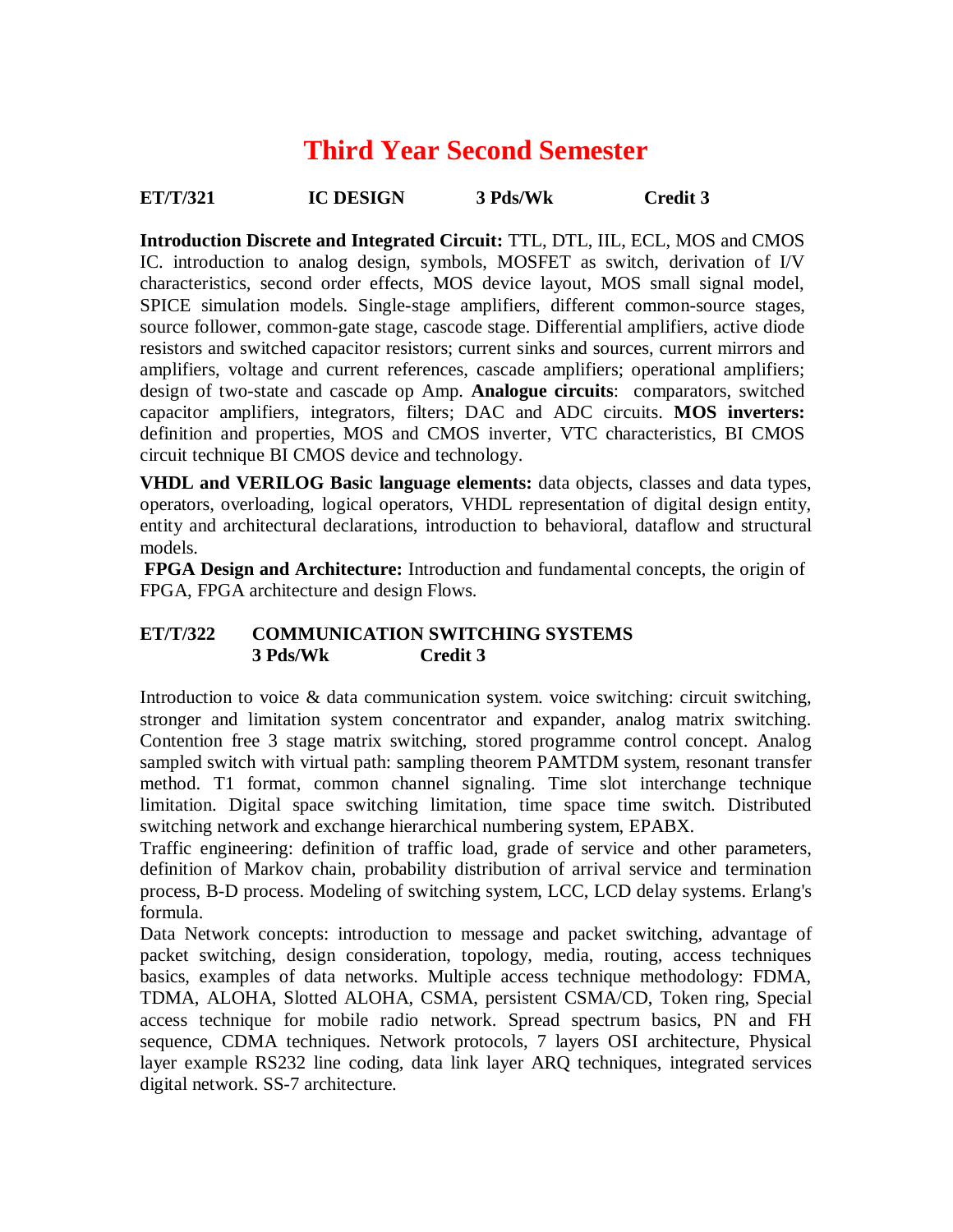# Third Year Second Semester

**ET/T/321 IC DESIGN 3 Pds/Wk Credit 3**

**Introduction Discrete and Integrated Circuit:** TTL, DTL, IIL, ECL, MOS and CMOS IC. introduction to analog design, symbols, MOSFET as switch, derivation of I/V characteristics, second order effects, MOS device layout, MOS small signal model, SPICE simulation models. Single-stage amplifiers, different common-source stages, source follower, common-gate stage, cascode stage. Differential amplifiers, active diode resistors and switched capacitor resistors; current sinks and sources, current mirrors and amplifiers, voltage and current references, cascade amplifiers; operational amplifiers; design of two-state and cascade op Amp. **Analogue circuits**: comparators, switched capacitor amplifiers, integrators, filters; DAC and ADC circuits. **MOS inverters:** definition and properties, MOS and CMOS inverter, VTC characteristics, BI CMOS circuit technique BI CMOS device and technology.

**VHDL and VERILOG Basic language elements:** data objects, classes and data types, operators, overloading, logical operators, VHDL representation of digital design entity, entity and architectural declarations, introduction to behavioral, dataflow and structural models.

**FPGA Design and Architecture:** Introduction and fundamental concepts, the origin of FPGA, FPGA architecture and design Flows.

**ET/T/322 COMMUNICATION SWITCHING SYSTEMS**
**3 Pds/Wk Credit 3**

Introduction to voice & data communication system. voice switching: circuit switching, stronger and limitation system concentrator and expander, analog matrix switching. Contention free 3 stage matrix switching, stored programme control concept. Analog sampled switch with virtual path: sampling theorem PAMTDM system, resonant transfer method. T1 format, common channel signaling. Time slot interchange technique limitation. Digital space switching limitation, time space time switch. Distributed switching network and exchange hierarchical numbering system, EPABX.

Traffic engineering: definition of traffic load, grade of service and other parameters, definition of Markov chain, probability distribution of arrival service and termination process, B-D process. Modeling of switching system, LCC, LCD delay systems. Erlang's formula.

Data Network concepts: introduction to message and packet switching, advantage of packet switching, design consideration, topology, media, routing, access techniques basics, examples of data networks. Multiple access technique methodology: FDMA, TDMA, ALOHA, Slotted ALOHA, CSMA, persistent CSMA/CD, Token ring, Special access technique for mobile radio network. Spread spectrum basics, PN and FH sequence, CDMA techniques. Network protocols, 7 layers OSI architecture, Physical layer example RS232 line coding, data link layer ARQ techniques, integrated services digital network. SS-7 architecture.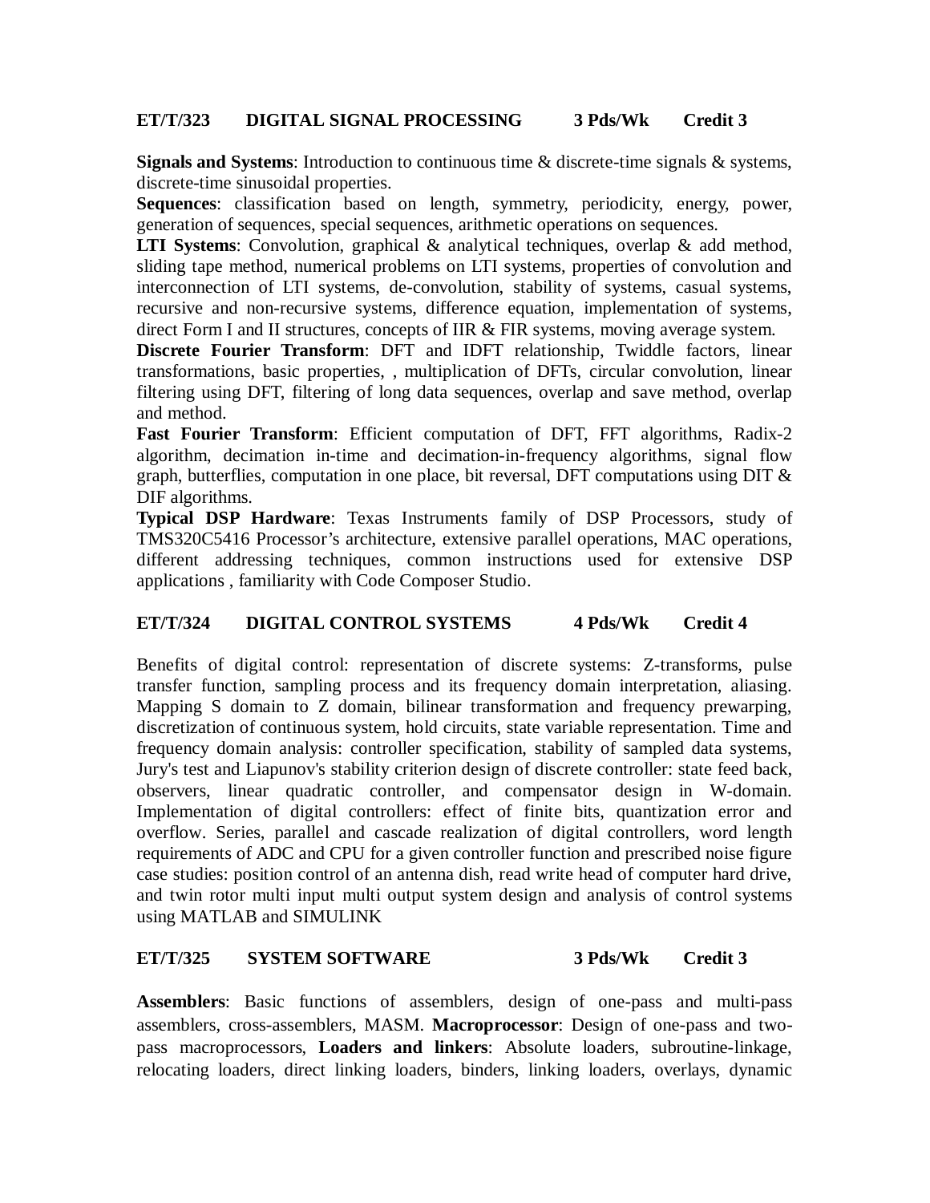## ET/T/323 DIGITAL SIGNAL PROCESSING 3 Pds/Wk Credit 3

**Signals and Systems**: Introduction to continuous time & discrete-time signals & systems, discrete-time sinusoidal properties.

**Sequences**: classification based on length, symmetry, periodicity, energy, power, generation of sequences, special sequences, arithmetic operations on sequences.

**LTI Systems**: Convolution, graphical & analytical techniques, overlap & add method, sliding tape method, numerical problems on LTI systems, properties of convolution and interconnection of LTI systems, de-convolution, stability of systems, casual systems, recursive and non-recursive systems, difference equation, implementation of systems, direct Form I and II structures, concepts of IIR & FIR systems, moving average system.

**Discrete Fourier Transform**: DFT and IDFT relationship, Twiddle factors, linear transformations, basic properties, , multiplication of DFTs, circular convolution, linear filtering using DFT, filtering of long data sequences, overlap and save method, overlap and method.

**Fast Fourier Transform**: Efficient computation of DFT, FFT algorithms, Radix-2 algorithm, decimation in-time and decimation-in-frequency algorithms, signal flow graph, butterflies, computation in one place, bit reversal, DFT computations using DIT & DIF algorithms.

**Typical DSP Hardware**: Texas Instruments family of DSP Processors, study of TMS320C5416 Processor's architecture, extensive parallel operations, MAC operations, different addressing techniques, common instructions used for extensive DSP applications , familiarity with Code Composer Studio.

## ET/T/324 DIGITAL CONTROL SYSTEMS 4 Pds/Wk Credit 4

Benefits of digital control: representation of discrete systems: Z-transforms, pulse transfer function, sampling process and its frequency domain interpretation, aliasing. Mapping S domain to Z domain, bilinear transformation and frequency prewarping, discretization of continuous system, hold circuits, state variable representation. Time and frequency domain analysis: controller specification, stability of sampled data systems, Jury's test and Liapunov's stability criterion design of discrete controller: state feed back, observers, linear quadratic controller, and compensator design in W-domain. Implementation of digital controllers: effect of finite bits, quantization error and overflow. Series, parallel and cascade realization of digital controllers, word length requirements of ADC and CPU for a given controller function and prescribed noise figure case studies: position control of an antenna dish, read write head of computer hard drive, and twin rotor multi input multi output system design and analysis of control systems using MATLAB and SIMULINK

## ET/T/325 SYSTEM SOFTWARE 3 Pds/Wk Credit 3

**Assemblers**: Basic functions of assemblers, design of one-pass and multi-pass assemblers, cross-assemblers, MASM. **Macroprocessor**: Design of one-pass and two-pass macroprocessors, **Loaders and linkers**: Absolute loaders, subroutine-linkage, relocating loaders, direct linking loaders, binders, linking loaders, overlays, dynamic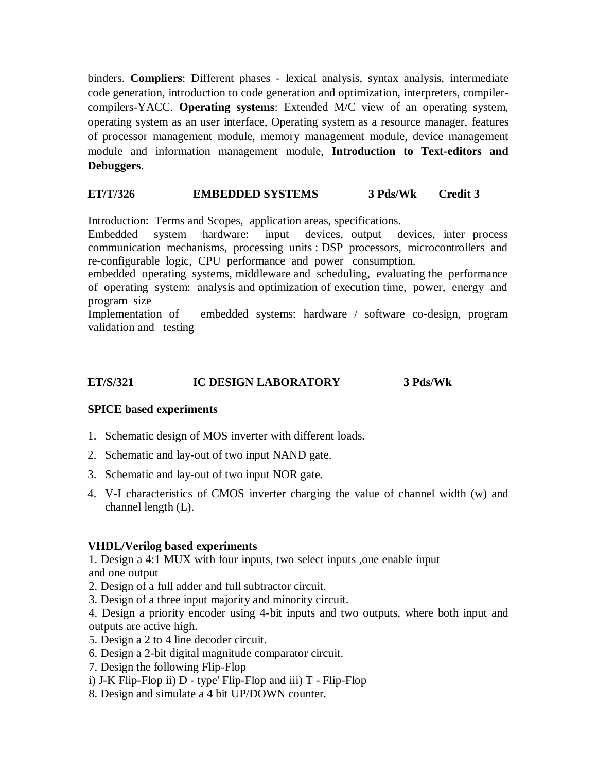binders. **Compliers**: Different phases - lexical analysis, syntax analysis, intermediate code generation, introduction to code generation and optimization, interpreters, compiler-compilers-YACC. **Operating systems**: Extended M/C view of an operating system, operating system as an user interface, Operating system as a resource manager, features of processor management module, memory management module, device management module and information management module, **Introduction to Text-editors and Debuggers**.

**ET/T/326 EMBEDDED SYSTEMS 3 Pds/Wk Credit 3**

Introduction: Terms and Scopes, application areas, specifications.
Embedded system hardware: input devices, output devices, inter process communication mechanisms, processing units : DSP processors, microcontrollers and re-configurable logic, CPU performance and power consumption.
embedded operating systems, middleware and scheduling, evaluating the performance of operating system: analysis and optimization of execution time, power, energy and program size
Implementation of embedded systems: hardware / software co-design, program validation and testing

**ET/S/321 IC DESIGN LABORATORY 3 Pds/Wk**

**SPICE based experiments**

1. Schematic design of MOS inverter with different loads.
2. Schematic and lay-out of two input NAND gate.
3. Schematic and lay-out of two input NOR gate.
4. V-I characteristics of CMOS inverter charging the value of channel width (w) and channel length (L).

**VHDL/Verilog based experiments**

1. Design a 4:1 MUX with four inputs, two select inputs ,one enable input and one output
2. Design of a full adder and full subtractor circuit.
3. Design of a three input majority and minority circuit.
4. Design a priority encoder using 4-bit inputs and two outputs, where both input and outputs are active high.
5. Design a 2 to 4 line decoder circuit.
6. Design a 2-bit digital magnitude comparator circuit.
7. Design the following Flip-Flop
i) J-K Flip-Flop ii) D - type' Flip-Flop and iii) T - Flip-Flop
8. Design and simulate a 4 bit UP/DOWN counter.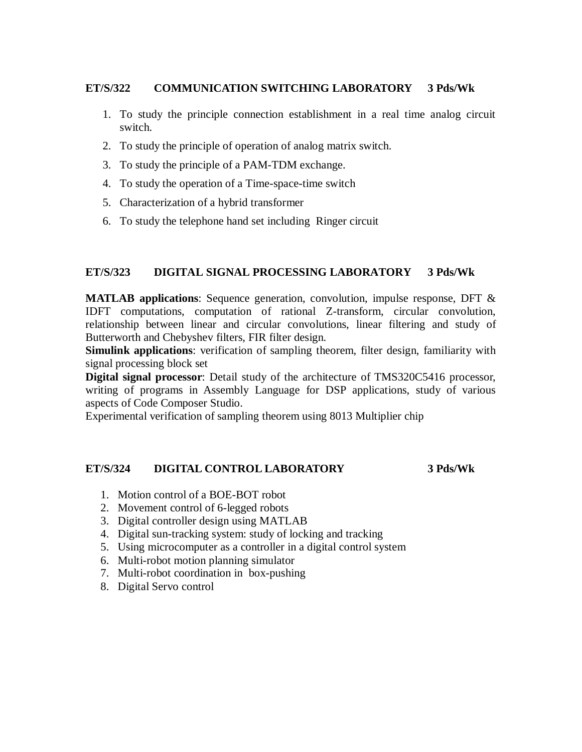## ET/S/322 COMMUNICATION SWITCHING LABORATORY 3 Pds/Wk

1. To study the principle connection establishment in a real time analog circuit switch.
2. To study the principle of operation of analog matrix switch.
3. To study the principle of a PAM-TDM exchange.
4. To study the operation of a Time-space-time switch
5. Characterization of a hybrid transformer
6. To study the telephone hand set including Ringer circuit

## ET/S/323 DIGITAL SIGNAL PROCESSING LABORATORY 3 Pds/Wk

**MATLAB applications**: Sequence generation, convolution, impulse response, DFT & IDFT computations, computation of rational Z-transform, circular convolution, relationship between linear and circular convolutions, linear filtering and study of Butterworth and Chebyshev filters, FIR filter design.
**Simulink applications**: verification of sampling theorem, filter design, familiarity with signal processing block set
**Digital signal processor**: Detail study of the architecture of TMS320C5416 processor, writing of programs in Assembly Language for DSP applications, study of various aspects of Code Composer Studio.
Experimental verification of sampling theorem using 8013 Multiplier chip

## ET/S/324 DIGITAL CONTROL LABORATORY 3 Pds/Wk

1. Motion control of a BOE-BOT robot
2. Movement control of 6-legged robots
3. Digital controller design using MATLAB
4. Digital sun-tracking system: study of locking and tracking
5. Using microcomputer as a controller in a digital control system
6. Multi-robot motion planning simulator
7. Multi-robot coordination in box-pushing
8. Digital Servo control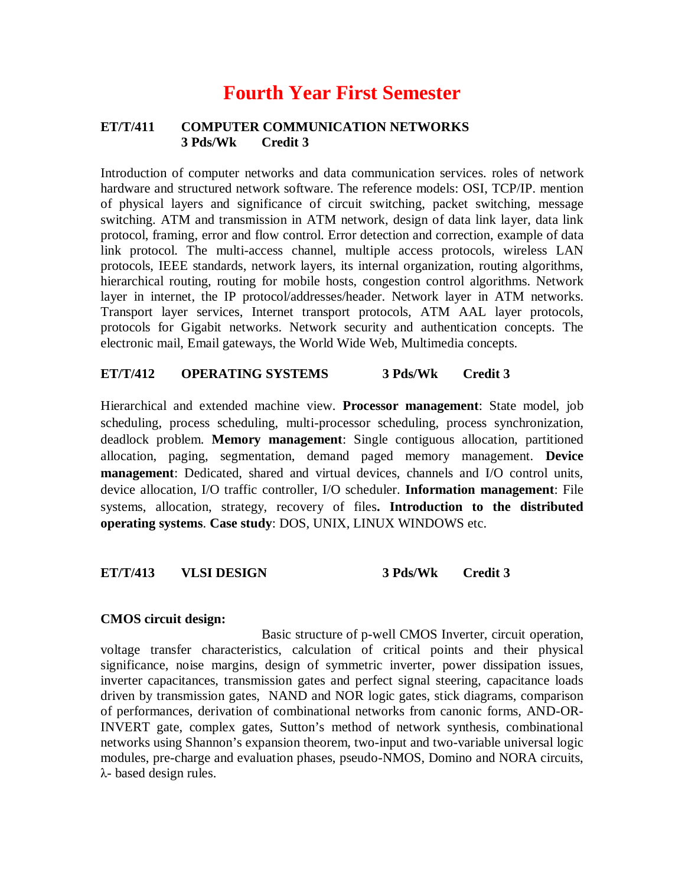# Fourth Year First Semester

**ET/T/411 COMPUTER COMMUNICATION NETWORKS**
**3 Pds/Wk Credit 3**

Introduction of computer networks and data communication services. roles of network hardware and structured network software. The reference models: OSI, TCP/IP. mention of physical layers and significance of circuit switching, packet switching, message switching. ATM and transmission in ATM network, design of data link layer, data link protocol, framing, error and flow control. Error detection and correction, example of data link protocol. The multi-access channel, multiple access protocols, wireless LAN protocols, IEEE standards, network layers, its internal organization, routing algorithms, hierarchical routing, routing for mobile hosts, congestion control algorithms. Network layer in internet, the IP protocol/addresses/header. Network layer in ATM networks. Transport layer services, Internet transport protocols, ATM AAL layer protocols, protocols for Gigabit networks. Network security and authentication concepts. The electronic mail, Email gateways, the World Wide Web, Multimedia concepts.

**ET/T/412 OPERATING SYSTEMS 3 Pds/Wk Credit 3**

Hierarchical and extended machine view. **Processor management**: State model, job scheduling, process scheduling, multi-processor scheduling, process synchronization, deadlock problem. **Memory management**: Single contiguous allocation, partitioned allocation, paging, segmentation, demand paged memory management. **Device management**: Dedicated, shared and virtual devices, channels and I/O control units, device allocation, I/O traffic controller, I/O scheduler. **Information management**: File systems, allocation, strategy, recovery of files**. Introduction to the distributed operating systems**. **Case study**: DOS, UNIX, LINUX WINDOWS etc.

**ET/T/413 VLSI DESIGN 3 Pds/Wk Credit 3**

**CMOS circuit design:**

Basic structure of p-well CMOS Inverter, circuit operation, voltage transfer characteristics, calculation of critical points and their physical significance, noise margins, design of symmetric inverter, power dissipation issues, inverter capacitances, transmission gates and perfect signal steering, capacitance loads driven by transmission gates, NAND and NOR logic gates, stick diagrams, comparison of performances, derivation of combinational networks from canonic forms, AND-OR-INVERT gate, complex gates, Sutton's method of network synthesis, combinational networks using Shannon's expansion theorem, two-input and two-variable universal logic modules, pre-charge and evaluation phases, pseudo-NMOS, Domino and NORA circuits, $\lambda$- based design rules.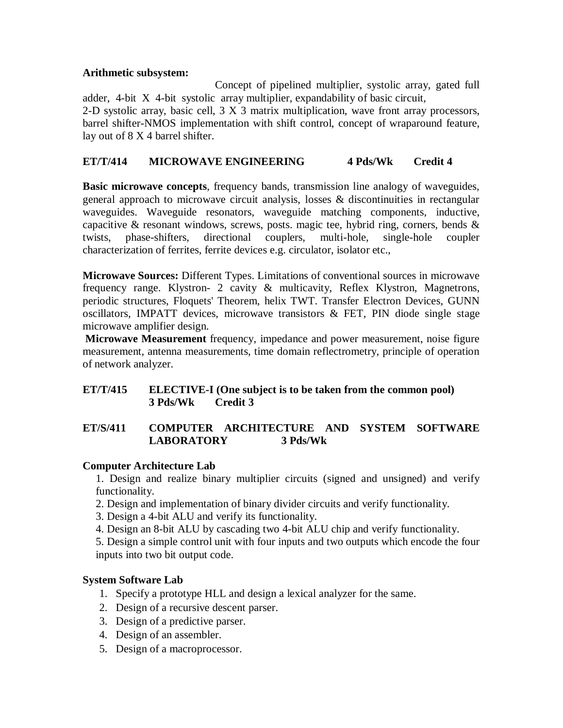**Arithmetic subsystem:**

Concept of pipelined multiplier, systolic array, gated full adder, 4-bit X 4-bit systolic array multiplier, expandability of basic circuit,
2-D systolic array, basic cell, 3 X 3 matrix multiplication, wave front array processors, barrel shifter-NMOS implementation with shift control, concept of wraparound feature, lay out of 8 X 4 barrel shifter.

### ET/T/414 MICROWAVE ENGINEERING 4 Pds/Wk Credit 4

**Basic microwave concepts**, frequency bands, transmission line analogy of waveguides, general approach to microwave circuit analysis, losses & discontinuities in rectangular waveguides. Waveguide resonators, waveguide matching components, inductive, capacitive & resonant windows, screws, posts. magic tee, hybrid ring, corners, bends & twists, phase-shifters, directional couplers, multi-hole, single-hole coupler characterization of ferrites, ferrite devices e.g. circulator, isolator etc.,

**Microwave Sources:** Different Types. Limitations of conventional sources in microwave frequency range. Klystron- 2 cavity & multicavity, Reflex Klystron, Magnetrons, periodic structures, Floquets' Theorem, helix TWT. Transfer Electron Devices, GUNN oscillators, IMPATT devices, microwave transistors & FET, PIN diode single stage microwave amplifier design.

**Microwave Measurement** frequency, impedance and power measurement, noise figure measurement, antenna measurements, time domain reflectrometry, principle of operation of network analyzer.

### ET/T/415 ELECTIVE-I (One subject is to be taken from the common pool) 3 Pds/Wk Credit 3

### ET/S/411 COMPUTER ARCHITECTURE AND SYSTEM SOFTWARE LABORATORY 3 Pds/Wk

**Computer Architecture Lab**

1. Design and realize binary multiplier circuits (signed and unsigned) and verify functionality.
2. Design and implementation of binary divider circuits and verify functionality.
3. Design a 4-bit ALU and verify its functionality.
4. Design an 8-bit ALU by cascading two 4-bit ALU chip and verify functionality.
5. Design a simple control unit with four inputs and two outputs which encode the four inputs into two bit output code.

**System Software Lab**

1. Specify a prototype HLL and design a lexical analyzer for the same.
2. Design of a recursive descent parser.
3. Design of a predictive parser.
4. Design of an assembler.
5. Design of a macroprocessor.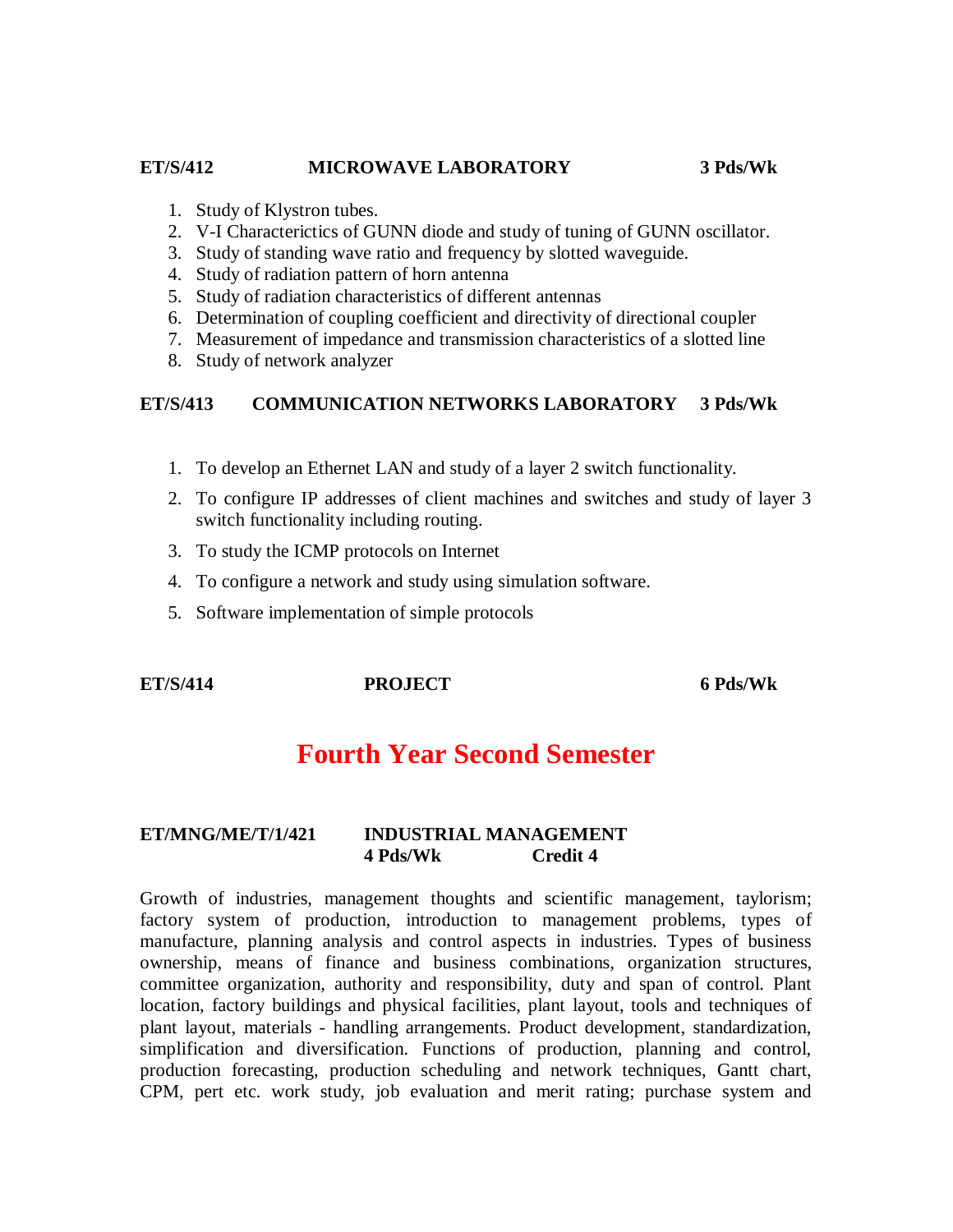**ET/S/412 MICROWAVE LABORATORY 3 Pds/Wk**

1. Study of Klystron tubes.
2. V-I Characterictics of GUNN diode and study of tuning of GUNN oscillator.
3. Study of standing wave ratio and frequency by slotted waveguide.
4. Study of radiation pattern of horn antenna
5. Study of radiation characteristics of different antennas
6. Determination of coupling coefficient and directivity of directional coupler
7. Measurement of impedance and transmission characteristics of a slotted line
8. Study of network analyzer

**ET/S/413 COMMUNICATION NETWORKS LABORATORY 3 Pds/Wk**

1. To develop an Ethernet LAN and study of a layer 2 switch functionality.
2. To configure IP addresses of client machines and switches and study of layer 3 switch functionality including routing.
3. To study the ICMP protocols on Internet
4. To configure a network and study using simulation software.
5. Software implementation of simple protocols

**ET/S/414 PROJECT 6 Pds/Wk**

# Fourth Year Second Semester

**ET/MNG/ME/T/1/421 INDUSTRIAL MANAGEMENT**
**4 Pds/Wk Credit 4**

Growth of industries, management thoughts and scientific management, taylorism; factory system of production, introduction to management problems, types of manufacture, planning analysis and control aspects in industries. Types of business ownership, means of finance and business combinations, organization structures, committee organization, authority and responsibility, duty and span of control. Plant location, factory buildings and physical facilities, plant layout, tools and techniques of plant layout, materials - handling arrangements. Product development, standardization, simplification and diversification. Functions of production, planning and control, production forecasting, production scheduling and network techniques, Gantt chart, CPM, pert etc. work study, job evaluation and merit rating; purchase system and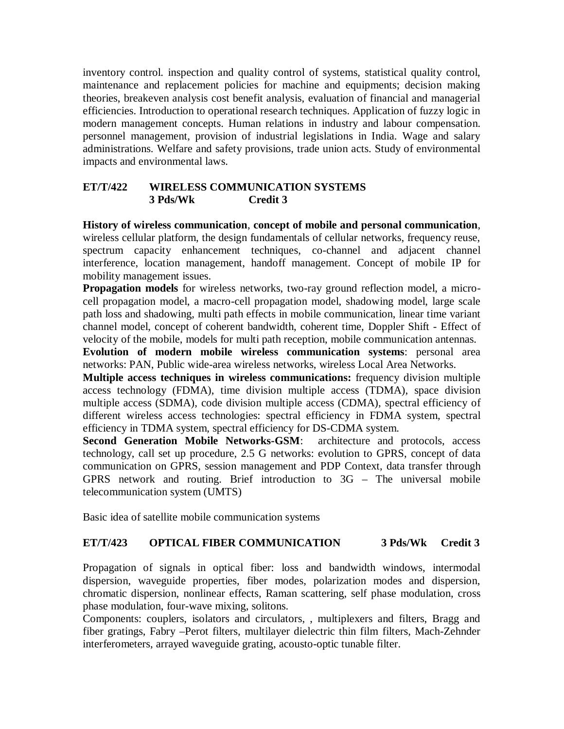inventory control. inspection and quality control of systems, statistical quality control, maintenance and replacement policies for machine and equipments; decision making theories, breakeven analysis cost benefit analysis, evaluation of financial and managerial efficiencies. Introduction to operational research techniques. Application of fuzzy logic in modern management concepts. Human relations in industry and labour compensation. personnel management, provision of industrial legislations in India. Wage and salary administrations. Welfare and safety provisions, trade union acts. Study of environmental impacts and environmental laws.

### ET/T/422 WIRELESS COMMUNICATION SYSTEMS
**3 Pds/Wk Credit 3**

**History of wireless communication**, **concept of mobile and personal communication**, wireless cellular platform, the design fundamentals of cellular networks, frequency reuse, spectrum capacity enhancement techniques, co-channel and adjacent channel interference, location management, handoff management. Concept of mobile IP for mobility management issues.

**Propagation models** for wireless networks, two-ray ground reflection model, a micro-cell propagation model, a macro-cell propagation model, shadowing model, large scale path loss and shadowing, multi path effects in mobile communication, linear time variant channel model, concept of coherent bandwidth, coherent time, Doppler Shift - Effect of velocity of the mobile, models for multi path reception, mobile communication antennas.

**Evolution of modern mobile wireless communication systems**: personal area networks: PAN, Public wide-area wireless networks, wireless Local Area Networks.

**Multiple access techniques in wireless communications:** frequency division multiple access technology (FDMA), time division multiple access (TDMA), space division multiple access (SDMA), code division multiple access (CDMA), spectral efficiency of different wireless access technologies: spectral efficiency in FDMA system, spectral efficiency in TDMA system, spectral efficiency for DS-CDMA system.

**Second Generation Mobile Networks-GSM**: architecture and protocols, access technology, call set up procedure, 2.5 G networks: evolution to GPRS, concept of data communication on GPRS, session management and PDP Context, data transfer through GPRS network and routing. Brief introduction to 3G – The universal mobile telecommunication system (UMTS)

Basic idea of satellite mobile communication systems

### ET/T/423 OPTICAL FIBER COMMUNICATION 3 Pds/Wk Credit 3

Propagation of signals in optical fiber: loss and bandwidth windows, intermodal dispersion, waveguide properties, fiber modes, polarization modes and dispersion, chromatic dispersion, nonlinear effects, Raman scattering, self phase modulation, cross phase modulation, four-wave mixing, solitons.

Components: couplers, isolators and circulators, , multiplexers and filters, Bragg and fiber gratings, Fabry –Perot filters, multilayer dielectric thin film filters, Mach-Zehnder interferometers, arrayed waveguide grating, acousto-optic tunable filter.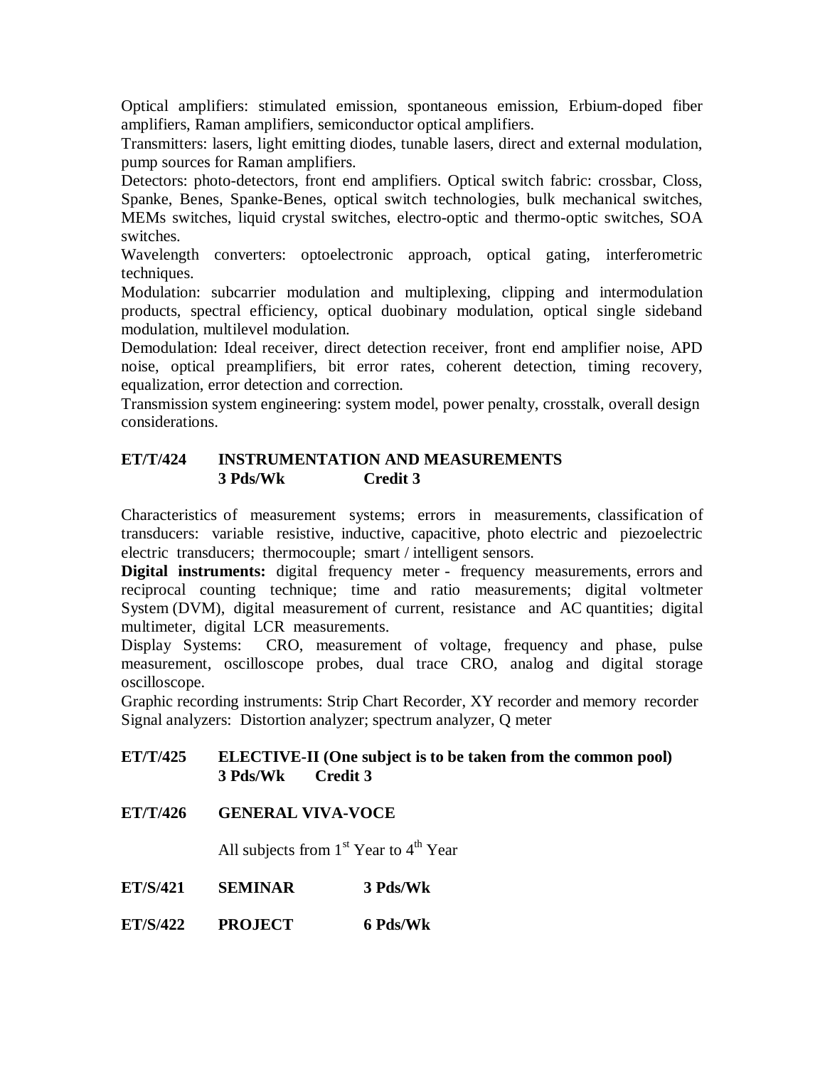Optical amplifiers: stimulated emission, spontaneous emission, Erbium-doped fiber amplifiers, Raman amplifiers, semiconductor optical amplifiers.

Transmitters: lasers, light emitting diodes, tunable lasers, direct and external modulation, pump sources for Raman amplifiers.

Detectors: photo-detectors, front end amplifiers. Optical switch fabric: crossbar, Closs, Spanke, Benes, Spanke-Benes, optical switch technologies, bulk mechanical switches, MEMs switches, liquid crystal switches, electro-optic and thermo-optic switches, SOA switches.

Wavelength converters: optoelectronic approach, optical gating, interferometric techniques.

Modulation: subcarrier modulation and multiplexing, clipping and intermodulation products, spectral efficiency, optical duobinary modulation, optical single sideband modulation, multilevel modulation.

Demodulation: Ideal receiver, direct detection receiver, front end amplifier noise, APD noise, optical preamplifiers, bit error rates, coherent detection, timing recovery, equalization, error detection and correction.

Transmission system engineering: system model, power penalty, crosstalk, overall design considerations.

**ET/T/424 INSTRUMENTATION AND MEASUREMENTS**
**3 Pds/Wk Credit 3**

Characteristics of measurement systems; errors in measurements, classification of transducers: variable resistive, inductive, capacitive, photo electric and piezoelectric electric transducers; thermocouple; smart / intelligent sensors.

**Digital instruments:** digital frequency meter - frequency measurements, errors and reciprocal counting technique; time and ratio measurements; digital voltmeter System (DVM), digital measurement of current, resistance and AC quantities; digital multimeter, digital LCR measurements.

Display Systems: CRO, measurement of voltage, frequency and phase, pulse measurement, oscilloscope probes, dual trace CRO, analog and digital storage oscilloscope.

Graphic recording instruments: Strip Chart Recorder, XY recorder and memory recorder
Signal analyzers: Distortion analyzer; spectrum analyzer, Q meter

**ET/T/425 ELECTIVE-II (One subject is to be taken from the common pool)**
**3 Pds/Wk Credit 3**

**ET/T/426 GENERAL VIVA-VOCE**

All subjects from 1st Year to 4th Year

**ET/S/421 SEMINAR 3 Pds/Wk**

**ET/S/422 PROJECT 6 Pds/Wk**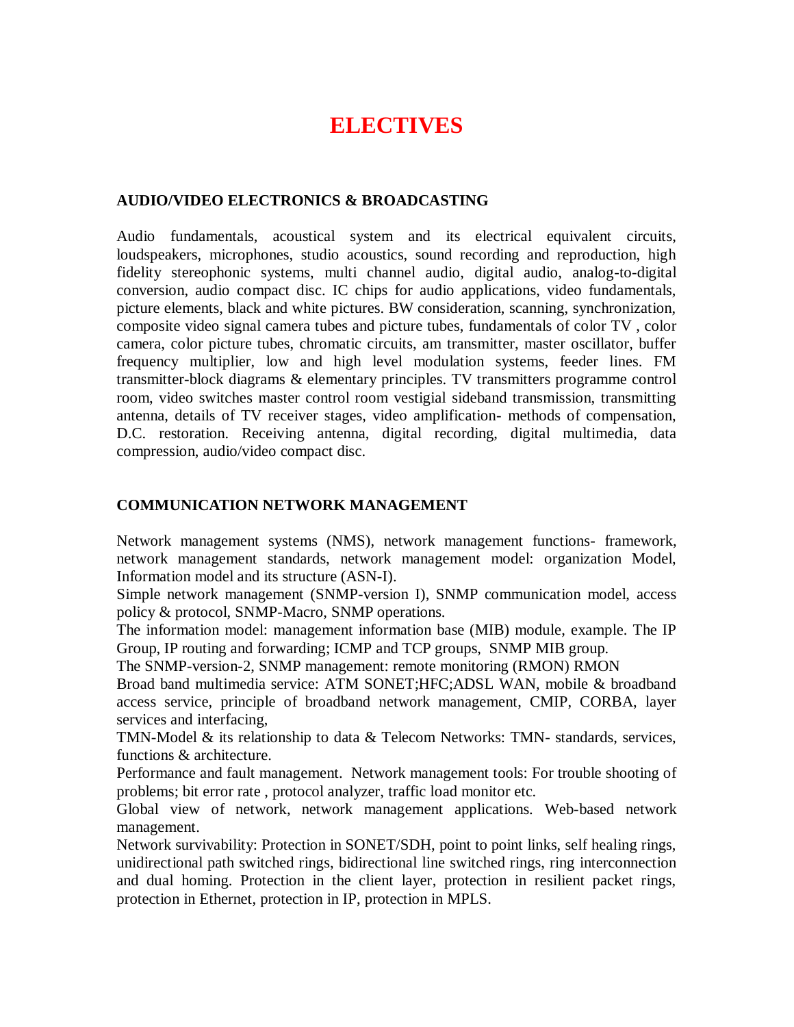# ELECTIVES

## AUDIO/VIDEO ELECTRONICS & BROADCASTING

Audio fundamentals, acoustical system and its electrical equivalent circuits, loudspeakers, microphones, studio acoustics, sound recording and reproduction, high fidelity stereophonic systems, multi channel audio, digital audio, analog-to-digital conversion, audio compact disc. IC chips for audio applications, video fundamentals, picture elements, black and white pictures. BW consideration, scanning, synchronization, composite video signal camera tubes and picture tubes, fundamentals of color TV , color camera, color picture tubes, chromatic circuits, am transmitter, master oscillator, buffer frequency multiplier, low and high level modulation systems, feeder lines. FM transmitter-block diagrams & elementary principles. TV transmitters programme control room, video switches master control room vestigial sideband transmission, transmitting antenna, details of TV receiver stages, video amplification- methods of compensation, D.C. restoration. Receiving antenna, digital recording, digital multimedia, data compression, audio/video compact disc.

## COMMUNICATION NETWORK MANAGEMENT

Network management systems (NMS), network management functions- framework, network management standards, network management model: organization Model, Information model and its structure (ASN-I).

Simple network management (SNMP-version I), SNMP communication model, access policy & protocol, SNMP-Macro, SNMP operations.

The information model: management information base (MIB) module, example. The IP Group, IP routing and forwarding; ICMP and TCP groups, SNMP MIB group.

The SNMP-version-2, SNMP management: remote monitoring (RMON) RMON

Broad band multimedia service: ATM SONET;HFC;ADSL WAN, mobile & broadband access service, principle of broadband network management, CMIP, CORBA, layer services and interfacing,

TMN-Model & its relationship to data & Telecom Networks: TMN- standards, services, functions & architecture.

Performance and fault management. Network management tools: For trouble shooting of problems; bit error rate , protocol analyzer, traffic load monitor etc.

Global view of network, network management applications. Web-based network management.

Network survivability: Protection in SONET/SDH, point to point links, self healing rings, unidirectional path switched rings, bidirectional line switched rings, ring interconnection and dual homing. Protection in the client layer, protection in resilient packet rings, protection in Ethernet, protection in IP, protection in MPLS.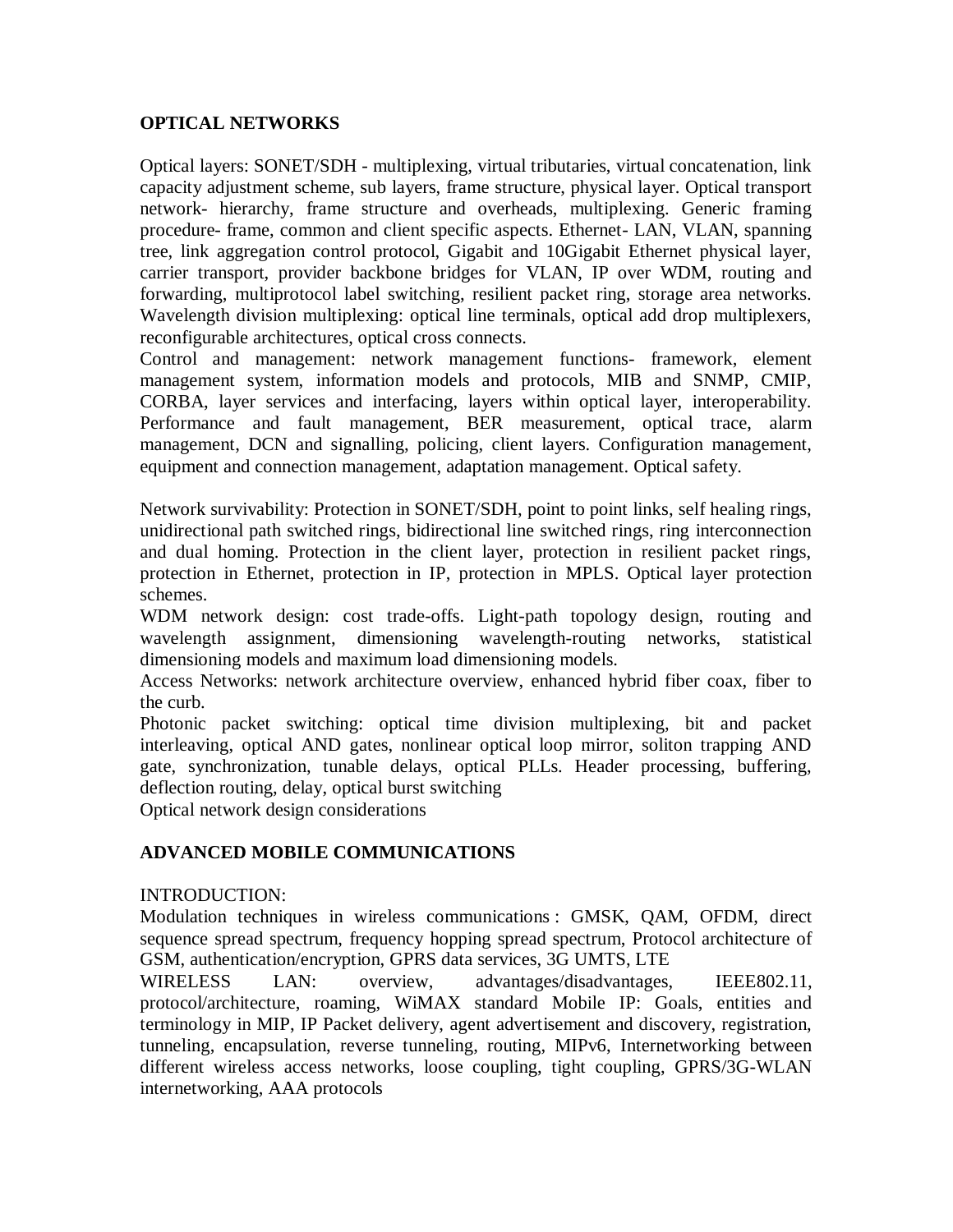## OPTICAL NETWORKS

Optical layers: SONET/SDH - multiplexing, virtual tributaries, virtual concatenation, link capacity adjustment scheme, sub layers, frame structure, physical layer. Optical transport network- hierarchy, frame structure and overheads, multiplexing. Generic framing procedure- frame, common and client specific aspects. Ethernet- LAN, VLAN, spanning tree, link aggregation control protocol, Gigabit and 10Gigabit Ethernet physical layer, carrier transport, provider backbone bridges for VLAN, IP over WDM, routing and forwarding, multiprotocol label switching, resilient packet ring, storage area networks. Wavelength division multiplexing: optical line terminals, optical add drop multiplexers, reconfigurable architectures, optical cross connects.

Control and management: network management functions- framework, element management system, information models and protocols, MIB and SNMP, CMIP, CORBA, layer services and interfacing, layers within optical layer, interoperability. Performance and fault management, BER measurement, optical trace, alarm management, DCN and signalling, policing, client layers. Configuration management, equipment and connection management, adaptation management. Optical safety.

Network survivability: Protection in SONET/SDH, point to point links, self healing rings, unidirectional path switched rings, bidirectional line switched rings, ring interconnection and dual homing. Protection in the client layer, protection in resilient packet rings, protection in Ethernet, protection in IP, protection in MPLS. Optical layer protection schemes.

WDM network design: cost trade-offs. Light-path topology design, routing and wavelength assignment, dimensioning wavelength-routing networks, statistical dimensioning models and maximum load dimensioning models.

Access Networks: network architecture overview, enhanced hybrid fiber coax, fiber to the curb.

Photonic packet switching: optical time division multiplexing, bit and packet interleaving, optical AND gates, nonlinear optical loop mirror, soliton trapping AND gate, synchronization, tunable delays, optical PLLs. Header processing, buffering, deflection routing, delay, optical burst switching

Optical network design considerations

## ADVANCED MOBILE COMMUNICATIONS

INTRODUCTION:

Modulation techniques in wireless communications : GMSK, QAM, OFDM, direct sequence spread spectrum, frequency hopping spread spectrum, Protocol architecture of GSM, authentication/encryption, GPRS data services, 3G UMTS, LTE

WIRELESS LAN: overview, advantages/disadvantages, IEEE802.11, protocol/architecture, roaming, WiMAX standard Mobile IP: Goals, entities and terminology in MIP, IP Packet delivery, agent advertisement and discovery, registration, tunneling, encapsulation, reverse tunneling, routing, MIPv6, Internetworking between different wireless access networks, loose coupling, tight coupling, GPRS/3G-WLAN internetworking, AAA protocols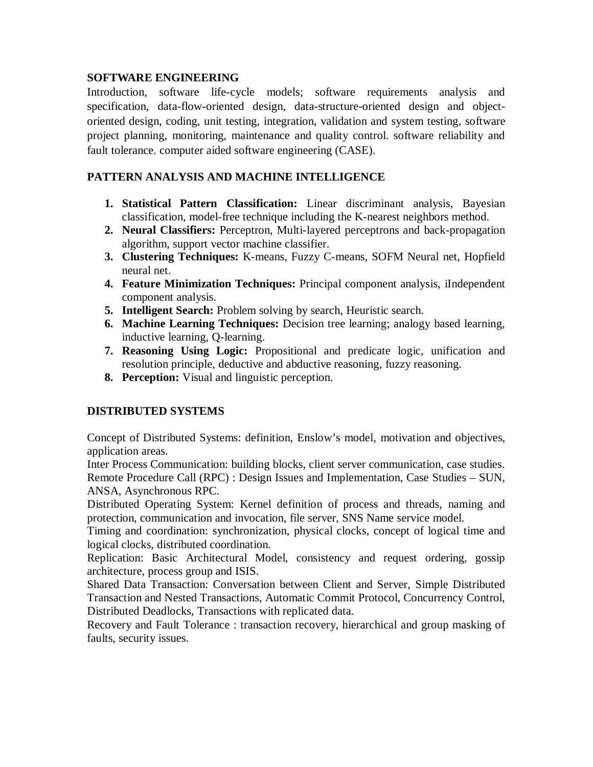## SOFTWARE ENGINEERING

Introduction, software life-cycle models; software requirements analysis and specification, data-flow-oriented design, data-structure-oriented design and object-oriented design, coding, unit testing, integration, validation and system testing, software project planning, monitoring, maintenance and quality control. software reliability and fault tolerance. computer aided software engineering (CASE).

## PATTERN ANALYSIS AND MACHINE INTELLIGENCE

1. **Statistical Pattern Classification:** Linear discriminant analysis, Bayesian classification, model-free technique including the K-nearest neighbors method.
2. **Neural Classifiers:** Perceptron, Multi-layered perceptrons and back-propagation algorithm, support vector machine classifier.
3. **Clustering Techniques:** K-means, Fuzzy C-means, SOFM Neural net, Hopfield neural net.
4. **Feature Minimization Techniques:** Principal component analysis, iIndependent component analysis.
5. **Intelligent Search:** Problem solving by search, Heuristic search.
6. **Machine Learning Techniques:** Decision tree learning; analogy based learning, inductive learning, Q-learning.
7. **Reasoning Using Logic:** Propositional and predicate logic, unification and resolution principle, deductive and abductive reasoning, fuzzy reasoning.
8. **Perception:** Visual and linguistic perception.

## DISTRIBUTED SYSTEMS

Concept of Distributed Systems: definition, Enslow's model, motivation and objectives, application areas.

Inter Process Communication: building blocks, client server communication, case studies.

Remote Procedure Call (RPC) : Design Issues and Implementation, Case Studies – SUN, ANSA, Asynchronous RPC.

Distributed Operating System: Kernel definition of process and threads, naming and protection, communication and invocation, file server, SNS Name service model.

Timing and coordination: synchronization, physical clocks, concept of logical time and logical clocks, distributed coordination.

Replication: Basic Architectural Model, consistency and request ordering, gossip architecture, process group and ISIS.

Shared Data Transaction: Conversation between Client and Server, Simple Distributed Transaction and Nested Transactions, Automatic Commit Protocol, Concurrency Control, Distributed Deadlocks, Transactions with replicated data.

Recovery and Fault Tolerance : transaction recovery, hierarchical and group masking of faults, security issues.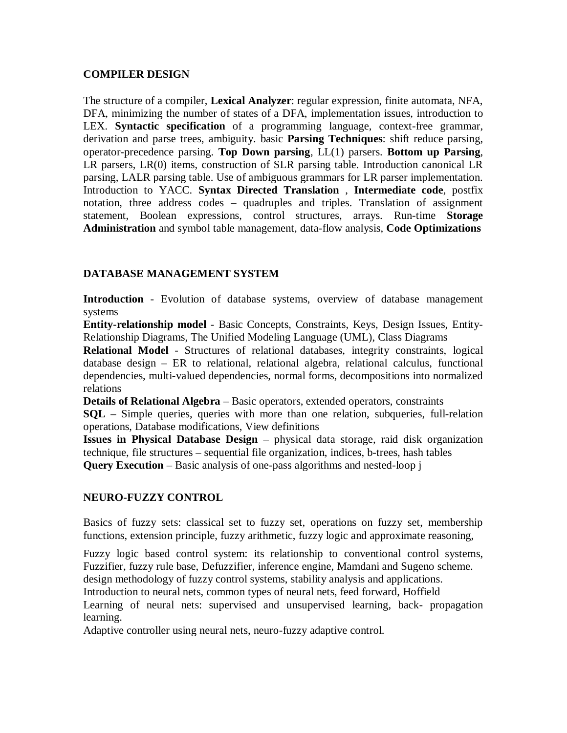## COMPILER DESIGN

The structure of a compiler, **Lexical Analyzer**: regular expression, finite automata, NFA, DFA, minimizing the number of states of a DFA, implementation issues, introduction to LEX. **Syntactic specification** of a programming language, context-free grammar, derivation and parse trees, ambiguity. basic **Parsing Techniques**: shift reduce parsing, operator-precedence parsing. **Top Down parsing**, LL(1) parsers. **Bottom up Parsing**, LR parsers, LR(0) items, construction of SLR parsing table. Introduction canonical LR parsing, LALR parsing table. Use of ambiguous grammars for LR parser implementation. Introduction to YACC. **Syntax Directed Translation** , **Intermediate code**, postfix notation, three address codes – quadruples and triples. Translation of assignment statement, Boolean expressions, control structures, arrays. Run-time **Storage Administration** and symbol table management, data-flow analysis, **Code Optimizations**

## DATABASE MANAGEMENT SYSTEM

**Introduction** - Evolution of database systems, overview of database management systems

**Entity-relationship model** - Basic Concepts, Constraints, Keys, Design Issues, Entity-Relationship Diagrams, The Unified Modeling Language (UML), Class Diagrams

**Relational Model** - Structures of relational databases, integrity constraints, logical database design – ER to relational, relational algebra, relational calculus, functional dependencies, multi-valued dependencies, normal forms, decompositions into normalized relations

**Details of Relational Algebra** – Basic operators, extended operators, constraints

**SQL** – Simple queries, queries with more than one relation, subqueries, full-relation operations, Database modifications, View definitions

**Issues in Physical Database Design** – physical data storage, raid disk organization technique, file structures – sequential file organization, indices, b-trees, hash tables

**Query Execution** – Basic analysis of one-pass algorithms and nested-loop j

## NEURO-FUZZY CONTROL

Basics of fuzzy sets: classical set to fuzzy set, operations on fuzzy set, membership functions, extension principle, fuzzy arithmetic, fuzzy logic and approximate reasoning,

Fuzzy logic based control system: its relationship to conventional control systems, Fuzzifier, fuzzy rule base, Defuzzifier, inference engine, Mamdani and Sugeno scheme.
design methodology of fuzzy control systems, stability analysis and applications.
Introduction to neural nets, common types of neural nets, feed forward, Hoffield
Learning of neural nets: supervised and unsupervised learning, back- propagation learning.
Adaptive controller using neural nets, neuro-fuzzy adaptive control.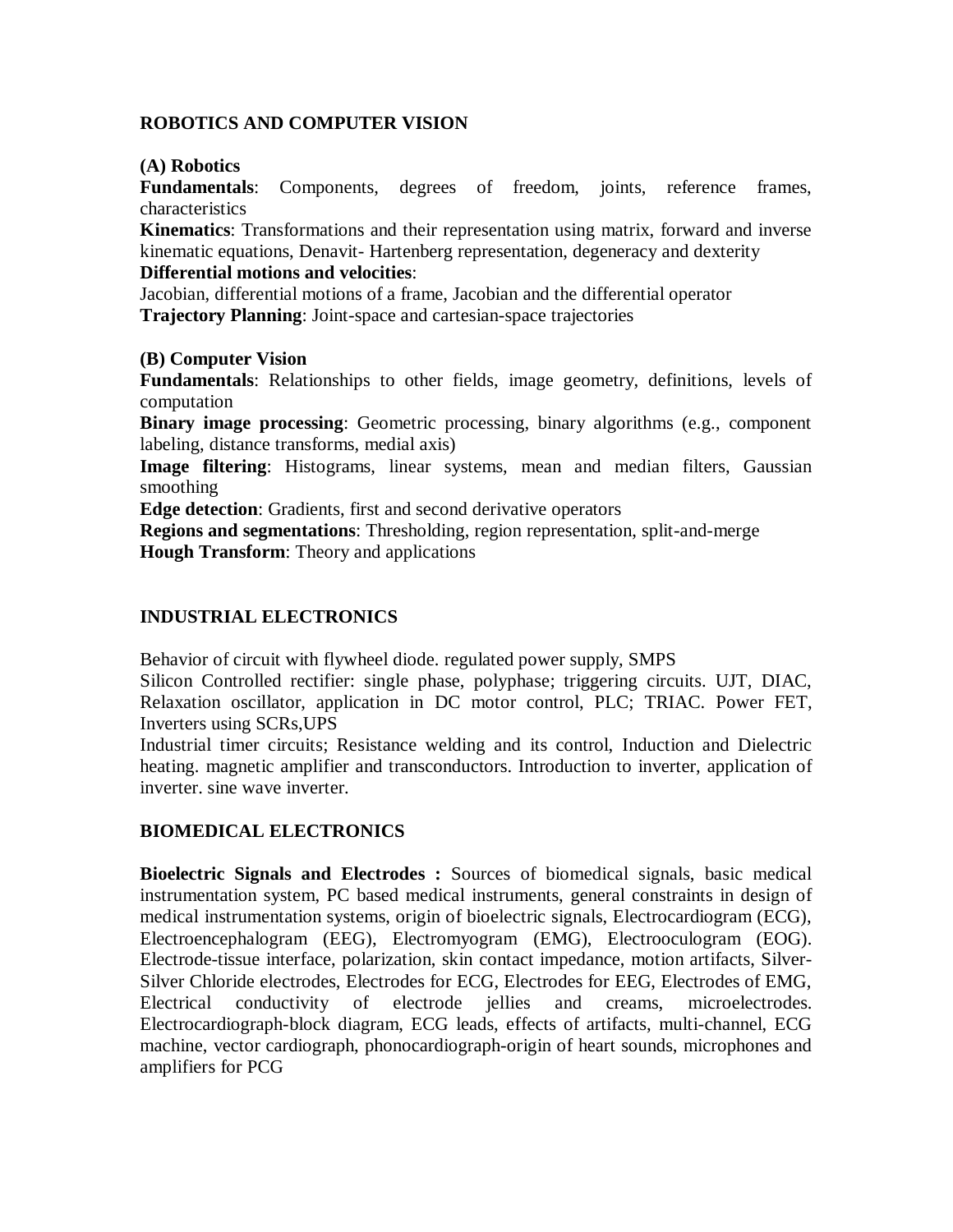## ROBOTICS AND COMPUTER VISION

### (A) Robotics

**Fundamentals**: Components, degrees of freedom, joints, reference frames, characteristics

**Kinematics**: Transformations and their representation using matrix, forward and inverse kinematic equations, Denavit- Hartenberg representation, degeneracy and dexterity

**Differential motions and velocities**:
Jacobian, differential motions of a frame, Jacobian and the differential operator

**Trajectory Planning**: Joint-space and cartesian-space trajectories

### (B) Computer Vision

**Fundamentals**: Relationships to other fields, image geometry, definitions, levels of computation

**Binary image processing**: Geometric processing, binary algorithms (e.g., component labeling, distance transforms, medial axis)

**Image filtering**: Histograms, linear systems, mean and median filters, Gaussian smoothing

**Edge detection**: Gradients, first and second derivative operators

**Regions and segmentations**: Thresholding, region representation, split-and-merge

**Hough Transform**: Theory and applications

## INDUSTRIAL ELECTRONICS

Behavior of circuit with flywheel diode. regulated power supply, SMPS

Silicon Controlled rectifier: single phase, polyphase; triggering circuits. UJT, DIAC, Relaxation oscillator, application in DC motor control, PLC; TRIAC. Power FET, Inverters using SCRs,UPS

Industrial timer circuits; Resistance welding and its control, Induction and Dielectric heating. magnetic amplifier and transconductors. Introduction to inverter, application of inverter. sine wave inverter.

## BIOMEDICAL ELECTRONICS

**Bioelectric Signals and Electrodes :** Sources of biomedical signals, basic medical instrumentation system, PC based medical instruments, general constraints in design of medical instrumentation systems, origin of bioelectric signals, Electrocardiogram (ECG), Electroencephalogram (EEG), Electromyogram (EMG), Electrooculogram (EOG). Electrode-tissue interface, polarization, skin contact impedance, motion artifacts, Silver-Silver Chloride electrodes, Electrodes for ECG, Electrodes for EEG, Electrodes of EMG, Electrical conductivity of electrode jellies and creams, microelectrodes. Electrocardiograph-block diagram, ECG leads, effects of artifacts, multi-channel, ECG machine, vector cardiograph, phonocardiograph-origin of heart sounds, microphones and amplifiers for PCG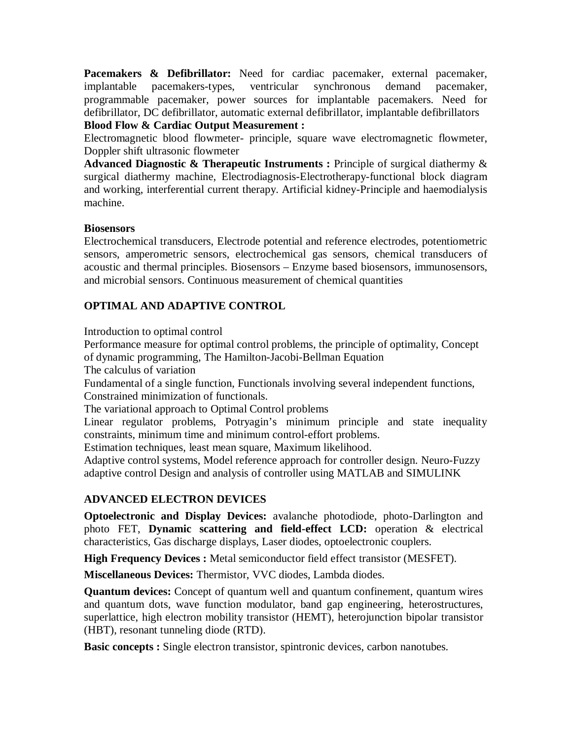**Pacemakers & Defibrillator:** Need for cardiac pacemaker, external pacemaker, implantable pacemakers-types, ventricular synchronous demand pacemaker, programmable pacemaker, power sources for implantable pacemakers. Need for defibrillator, DC defibrillator, automatic external defibrillator, implantable defibrillators

**Blood Flow & Cardiac Output Measurement :**
Electromagnetic blood flowmeter- principle, square wave electromagnetic flowmeter, Doppler shift ultrasonic flowmeter

**Advanced Diagnostic & Therapeutic Instruments :** Principle of surgical diathermy & surgical diathermy machine, Electrodiagnosis-Electrotherapy-functional block diagram and working, interferential current therapy. Artificial kidney-Principle and haemodialysis machine.

**Biosensors**
Electrochemical transducers, Electrode potential and reference electrodes, potentiometric sensors, amperometric sensors, electrochemical gas sensors, chemical transducers of acoustic and thermal principles. Biosensors – Enzyme based biosensors, immunosensors, and microbial sensors. Continuous measurement of chemical quantities

## OPTIMAL AND ADAPTIVE CONTROL

Introduction to optimal control
Performance measure for optimal control problems, the principle of optimality, Concept of dynamic programming, The Hamilton-Jacobi-Bellman Equation
The calculus of variation
Fundamental of a single function, Functionals involving several independent functions, Constrained minimization of functionals.
The variational approach to Optimal Control problems
Linear regulator problems, Potryagin's minimum principle and state inequality constraints, minimum time and minimum control-effort problems.
Estimation techniques, least mean square, Maximum likelihood.
Adaptive control systems, Model reference approach for controller design. Neuro-Fuzzy adaptive control Design and analysis of controller using MATLAB and SIMULINK

## ADVANCED ELECTRON DEVICES

**Optoelectronic and Display Devices:** avalanche photodiode, photo-Darlington and photo FET, **Dynamic scattering and field-effect LCD:** operation & electrical characteristics, Gas discharge displays, Laser diodes, optoelectronic couplers.

**High Frequency Devices :** Metal semiconductor field effect transistor (MESFET).

**Miscellaneous Devices:** Thermistor, VVC diodes, Lambda diodes.

**Quantum devices:** Concept of quantum well and quantum confinement, quantum wires and quantum dots, wave function modulator, band gap engineering, heterostructures, superlattice, high electron mobility transistor (HEMT), heterojunction bipolar transistor (HBT), resonant tunneling diode (RTD).

**Basic concepts :** Single electron transistor, spintronic devices, carbon nanotubes.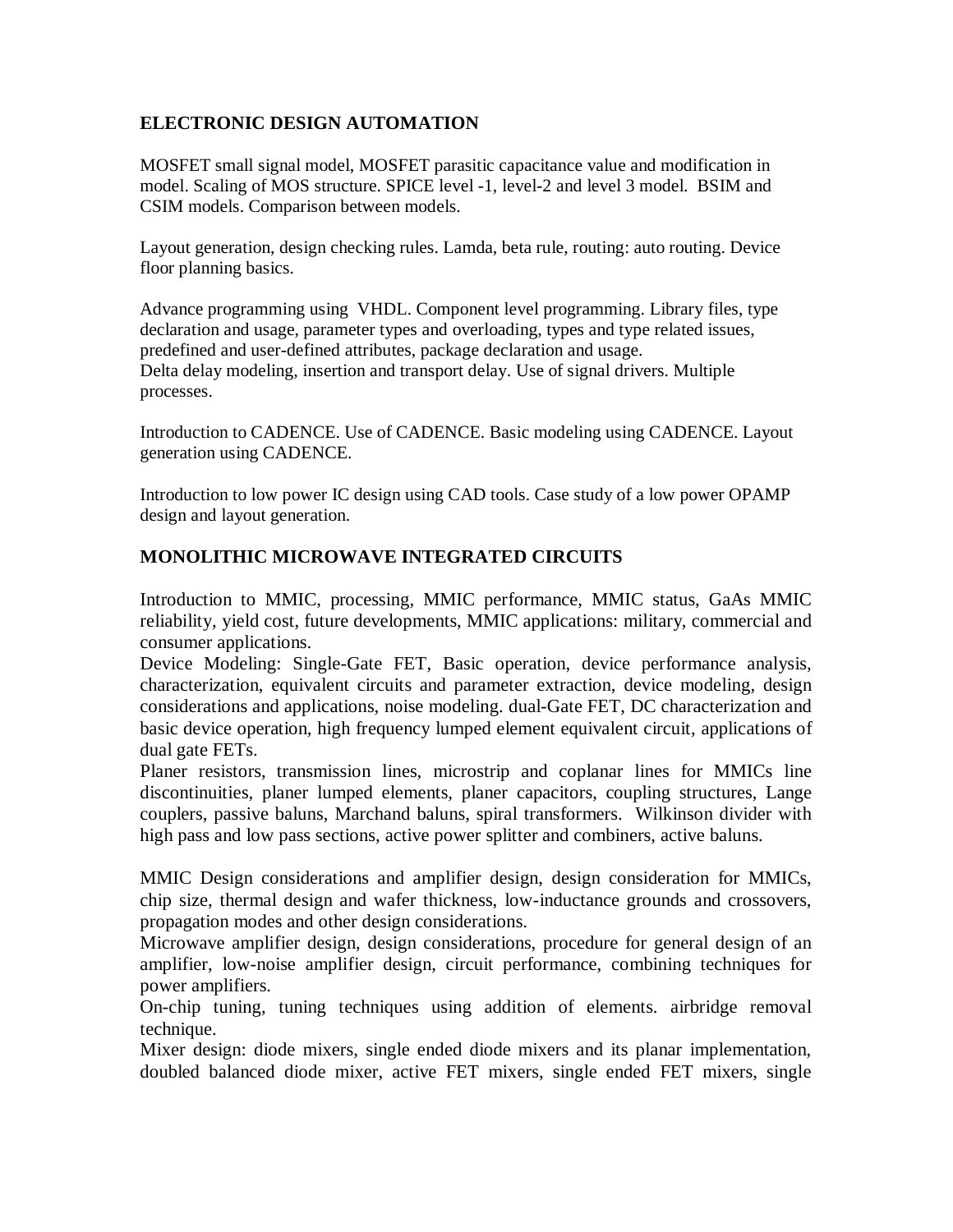## ELECTRONIC DESIGN AUTOMATION

MOSFET small signal model, MOSFET parasitic capacitance value and modification in model. Scaling of MOS structure. SPICE level -1, level-2 and level 3 model. BSIM and CSIM models. Comparison between models.

Layout generation, design checking rules. Lamda, beta rule, routing: auto routing. Device floor planning basics.

Advance programming using VHDL. Component level programming. Library files, type declaration and usage, parameter types and overloading, types and type related issues, predefined and user-defined attributes, package declaration and usage.
Delta delay modeling, insertion and transport delay. Use of signal drivers. Multiple processes.

Introduction to CADENCE. Use of CADENCE. Basic modeling using CADENCE. Layout generation using CADENCE.

Introduction to low power IC design using CAD tools. Case study of a low power OPAMP design and layout generation.

## MONOLITHIC MICROWAVE INTEGRATED CIRCUITS

Introduction to MMIC, processing, MMIC performance, MMIC status, GaAs MMIC reliability, yield cost, future developments, MMIC applications: military, commercial and consumer applications.
Device Modeling: Single-Gate FET, Basic operation, device performance analysis, characterization, equivalent circuits and parameter extraction, device modeling, design considerations and applications, noise modeling. dual-Gate FET, DC characterization and basic device operation, high frequency lumped element equivalent circuit, applications of dual gate FETs.
Planer resistors, transmission lines, microstrip and coplanar lines for MMICs line discontinuities, planer lumped elements, planer capacitors, coupling structures, Lange couplers, passive baluns, Marchand baluns, spiral transformers. Wilkinson divider with high pass and low pass sections, active power splitter and combiners, active baluns.

MMIC Design considerations and amplifier design, design consideration for MMICs, chip size, thermal design and wafer thickness, low-inductance grounds and crossovers, propagation modes and other design considerations.
Microwave amplifier design, design considerations, procedure for general design of an amplifier, low-noise amplifier design, circuit performance, combining techniques for power amplifiers.
On-chip tuning, tuning techniques using addition of elements. airbridge removal technique.
Mixer design: diode mixers, single ended diode mixers and its planar implementation, doubled balanced diode mixer, active FET mixers, single ended FET mixers, single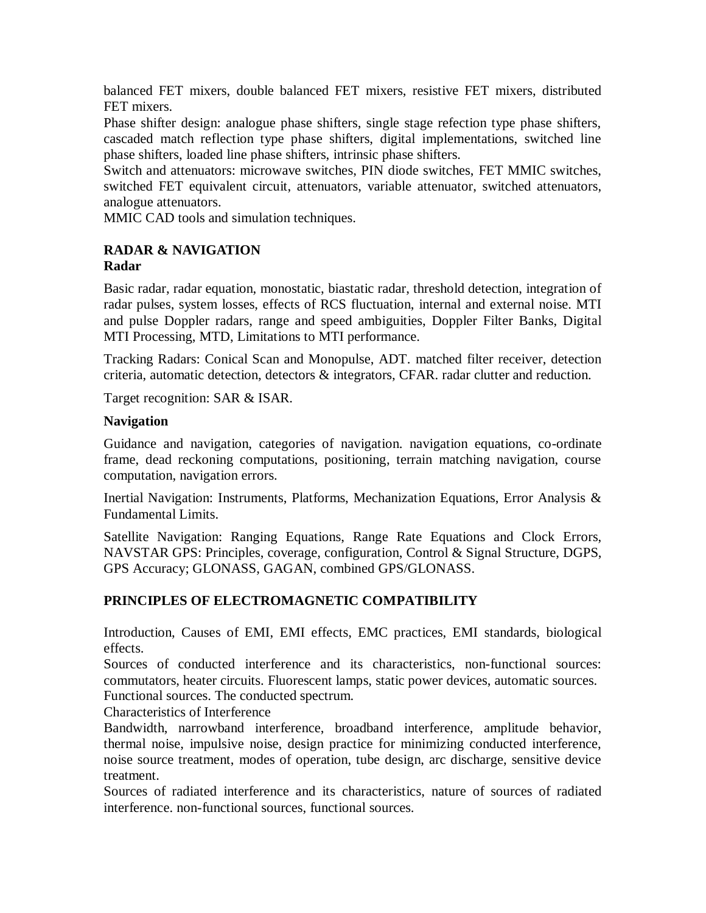balanced FET mixers, double balanced FET mixers, resistive FET mixers, distributed FET mixers.

Phase shifter design: analogue phase shifters, single stage refection type phase shifters, cascaded match reflection type phase shifters, digital implementations, switched line phase shifters, loaded line phase shifters, intrinsic phase shifters.

Switch and attenuators: microwave switches, PIN diode switches, FET MMIC switches, switched FET equivalent circuit, attenuators, variable attenuator, switched attenuators, analogue attenuators.

MMIC CAD tools and simulation techniques.

## RADAR & NAVIGATION

### Radar

Basic radar, radar equation, monostatic, biastatic radar, threshold detection, integration of radar pulses, system losses, effects of RCS fluctuation, internal and external noise. MTI and pulse Doppler radars, range and speed ambiguities, Doppler Filter Banks, Digital MTI Processing, MTD, Limitations to MTI performance.

Tracking Radars: Conical Scan and Monopulse, ADT. matched filter receiver, detection criteria, automatic detection, detectors & integrators, CFAR. radar clutter and reduction.

Target recognition: SAR & ISAR.

### Navigation

Guidance and navigation, categories of navigation. navigation equations, co-ordinate frame, dead reckoning computations, positioning, terrain matching navigation, course computation, navigation errors.

Inertial Navigation: Instruments, Platforms, Mechanization Equations, Error Analysis & Fundamental Limits.

Satellite Navigation: Ranging Equations, Range Rate Equations and Clock Errors, NAVSTAR GPS: Principles, coverage, configuration, Control & Signal Structure, DGPS, GPS Accuracy; GLONASS, GAGAN, combined GPS/GLONASS.

## PRINCIPLES OF ELECTROMAGNETIC COMPATIBILITY

Introduction, Causes of EMI, EMI effects, EMC practices, EMI standards, biological effects.

Sources of conducted interference and its characteristics, non-functional sources: commutators, heater circuits. Fluorescent lamps, static power devices, automatic sources. Functional sources. The conducted spectrum.

Characteristics of Interference

Bandwidth, narrowband interference, broadband interference, amplitude behavior, thermal noise, impulsive noise, design practice for minimizing conducted interference, noise source treatment, modes of operation, tube design, arc discharge, sensitive device treatment.

Sources of radiated interference and its characteristics, nature of sources of radiated interference. non-functional sources, functional sources.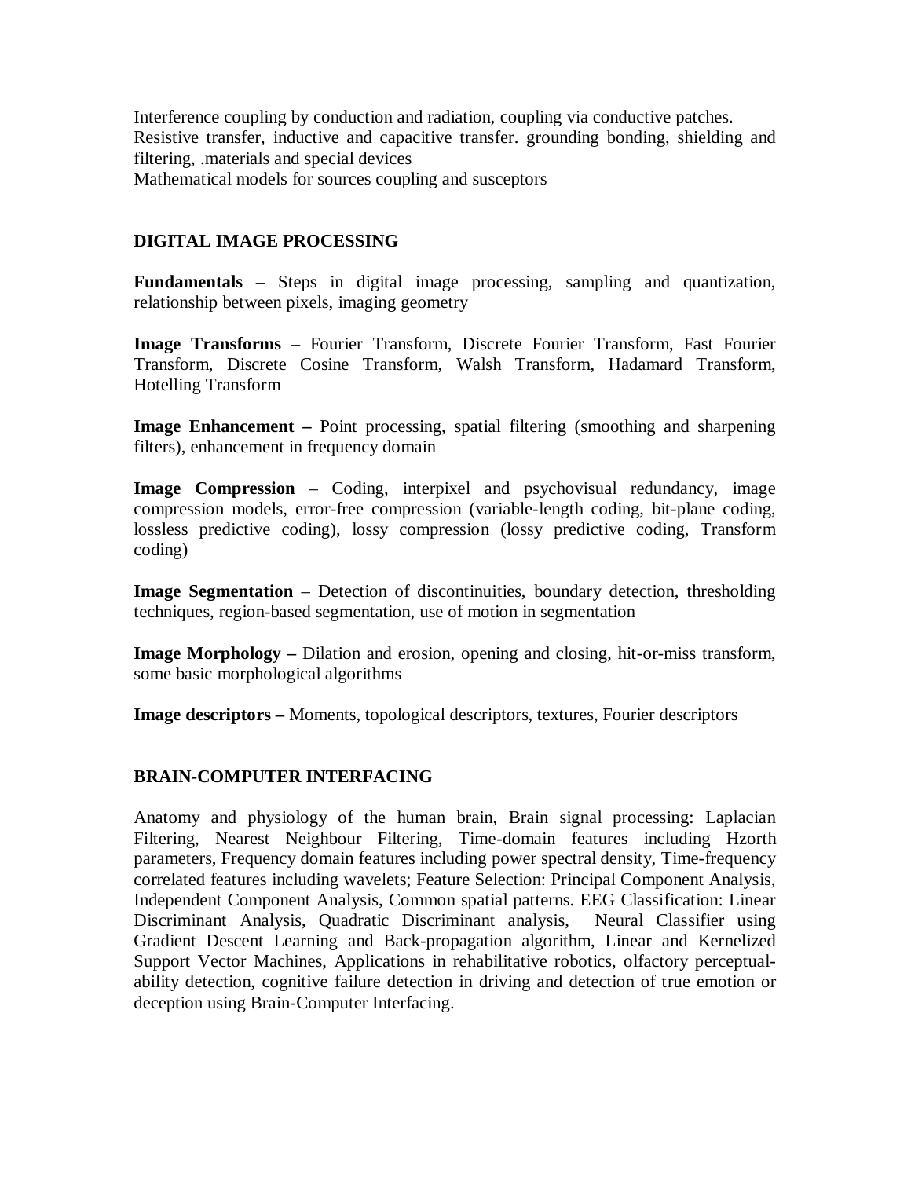Interference coupling by conduction and radiation, coupling via conductive patches.
Resistive transfer, inductive and capacitive transfer. grounding bonding, shielding and filtering, .materials and special devices
Mathematical models for sources coupling and susceptors

## DIGITAL IMAGE PROCESSING

**Fundamentals** – Steps in digital image processing, sampling and quantization, relationship between pixels, imaging geometry

**Image Transforms** – Fourier Transform, Discrete Fourier Transform, Fast Fourier Transform, Discrete Cosine Transform, Walsh Transform, Hadamard Transform, Hotelling Transform

**Image Enhancement –** Point processing, spatial filtering (smoothing and sharpening filters), enhancement in frequency domain

**Image Compression** – Coding, interpixel and psychovisual redundancy, image compression models, error-free compression (variable-length coding, bit-plane coding, lossless predictive coding), lossy compression (lossy predictive coding, Transform coding)

**Image Segmentation** – Detection of discontinuities, boundary detection, thresholding techniques, region-based segmentation, use of motion in segmentation

**Image Morphology –** Dilation and erosion, opening and closing, hit-or-miss transform, some basic morphological algorithms

**Image descriptors –** Moments, topological descriptors, textures, Fourier descriptors

## BRAIN-COMPUTER INTERFACING

Anatomy and physiology of the human brain, Brain signal processing: Laplacian Filtering, Nearest Neighbour Filtering, Time-domain features including Hzorth parameters, Frequency domain features including power spectral density, Time-frequency correlated features including wavelets; Feature Selection: Principal Component Analysis, Independent Component Analysis, Common spatial patterns. EEG Classification: Linear Discriminant Analysis, Quadratic Discriminant analysis, Neural Classifier using Gradient Descent Learning and Back-propagation algorithm, Linear and Kernelized Support Vector Machines, Applications in rehabilitative robotics, olfactory perceptual-ability detection, cognitive failure detection in driving and detection of true emotion or deception using Brain-Computer Interfacing.